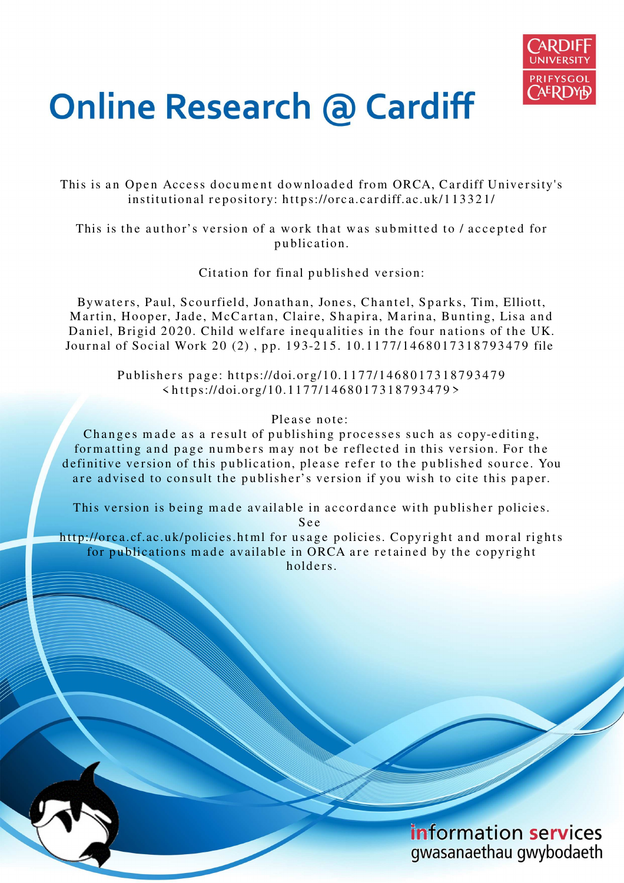# Online Research @ Cardiff

This is an Open Access document downloaded from ORCA, Cardiff University's institutional repository: https://orca.cardiff.ac.uk/113321/

This is the author's version of a work that was submitted to / accepted for publication.

Citation for final published version:

Bywaters, Paul, Scourfield, Jonathan, Jones, Chantel, Sparks, Tim, Elliott, Martin, Hooper, Jade, McCartan, Claire, Shapira, Marina, Bunting, Lisa and Daniel, Brigid 2020. Child welfare inequalities in the four nations of the UK. Journal of Social Work 20 (2) , pp. 193-215. 10.1177/1468017318793479 file

Publishers page: https://doi.org/10.1177/1468017318793479 <https://doi.org/10.1177/1468017318793479>

Please note:
Changes made as a result of publishing processes such as copy-editing, formatting and page numbers may not be reflected in this version. For the definitive version of this publication, please refer to the published source. You are advised to consult the publisher's version if you wish to cite this paper.

This version is being made available in accordance with publisher policies. See http://orca.cf.ac.uk/policies.html for usage policies. Copyright and moral rights for publications made available in ORCA are retained by the copyright holders.

information services
gwasanaethau gwybodaeth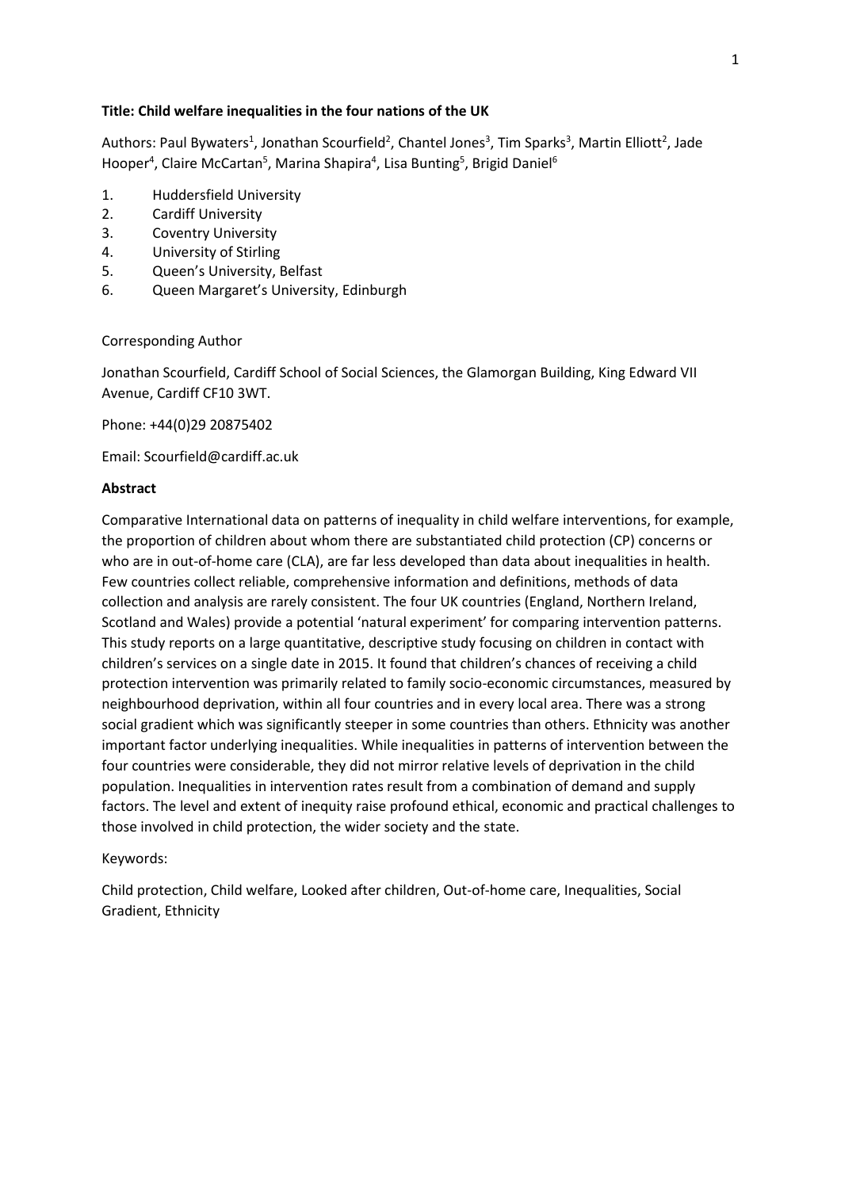**Title: Child welfare inequalities in the four nations of the UK**

Authors: Paul Bywaters[1], Jonathan Scourfield[2], Chantel Jones[3], Tim Sparks[3], Martin Elliott[2], Jade Hooper[4], Claire McCartan[5], Marina Shapira[4], Lisa Bunting[5], Brigid Daniel[6]

1. Huddersfield University
2. Cardiff University
3. Coventry University
4. University of Stirling
5. Queen's University, Belfast
6. Queen Margaret's University, Edinburgh

Corresponding Author

Jonathan Scourfield, Cardiff School of Social Sciences, the Glamorgan Building, King Edward VII Avenue, Cardiff CF10 3WT.

Phone: +44(0)29 20875402

Email: Scourfield@cardiff.ac.uk

**Abstract**

Comparative International data on patterns of inequality in child welfare interventions, for example, the proportion of children about whom there are substantiated child protection (CP) concerns or who are in out-of-home care (CLA), are far less developed than data about inequalities in health. Few countries collect reliable, comprehensive information and definitions, methods of data collection and analysis are rarely consistent. The four UK countries (England, Northern Ireland, Scotland and Wales) provide a potential 'natural experiment' for comparing intervention patterns. This study reports on a large quantitative, descriptive study focusing on children in contact with children's services on a single date in 2015. It found that children's chances of receiving a child protection intervention was primarily related to family socio-economic circumstances, measured by neighbourhood deprivation, within all four countries and in every local area. There was a strong social gradient which was significantly steeper in some countries than others. Ethnicity was another important factor underlying inequalities. While inequalities in patterns of intervention between the four countries were considerable, they did not mirror relative levels of deprivation in the child population. Inequalities in intervention rates result from a combination of demand and supply factors. The level and extent of inequity raise profound ethical, economic and practical challenges to those involved in child protection, the wider society and the state.

Keywords:

Child protection, Child welfare, Looked after children, Out-of-home care, Inequalities, Social Gradient, Ethnicity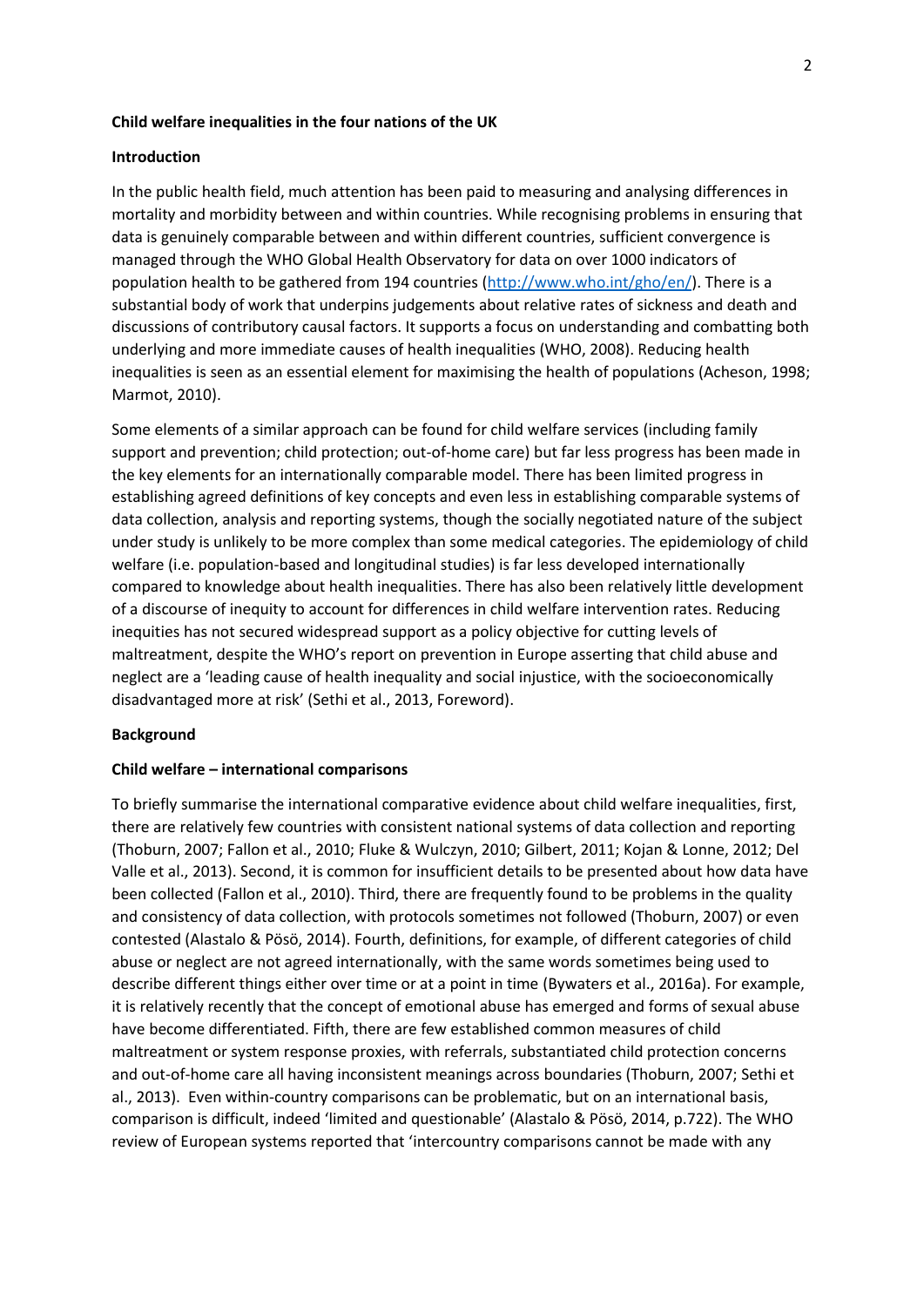## Child welfare inequalities in the four nations of the UK

### Introduction

In the public health field, much attention has been paid to measuring and analysing differences in mortality and morbidity between and within countries. While recognising problems in ensuring that data is genuinely comparable between and within different countries, sufficient convergence is managed through the WHO Global Health Observatory for data on over 1000 indicators of population health to be gathered from 194 countries (http://www.who.int/gho/en/). There is a substantial body of work that underpins judgements about relative rates of sickness and death and discussions of contributory causal factors. It supports a focus on understanding and combatting both underlying and more immediate causes of health inequalities (WHO, 2008). Reducing health inequalities is seen as an essential element for maximising the health of populations (Acheson, 1998; Marmot, 2010).

Some elements of a similar approach can be found for child welfare services (including family support and prevention; child protection; out-of-home care) but far less progress has been made in the key elements for an internationally comparable model. There has been limited progress in establishing agreed definitions of key concepts and even less in establishing comparable systems of data collection, analysis and reporting systems, though the socially negotiated nature of the subject under study is unlikely to be more complex than some medical categories. The epidemiology of child welfare (i.e. population-based and longitudinal studies) is far less developed internationally compared to knowledge about health inequalities. There has also been relatively little development of a discourse of inequity to account for differences in child welfare intervention rates. Reducing inequities has not secured widespread support as a policy objective for cutting levels of maltreatment, despite the WHO's report on prevention in Europe asserting that child abuse and neglect are a 'leading cause of health inequality and social injustice, with the socioeconomically disadvantaged more at risk' (Sethi et al., 2013, Foreword).

### Background

#### Child welfare – international comparisons

To briefly summarise the international comparative evidence about child welfare inequalities, first, there are relatively few countries with consistent national systems of data collection and reporting (Thoburn, 2007; Fallon et al., 2010; Fluke & Wulczyn, 2010; Gilbert, 2011; Kojan & Lonne, 2012; Del Valle et al., 2013). Second, it is common for insufficient details to be presented about how data have been collected (Fallon et al., 2010). Third, there are frequently found to be problems in the quality and consistency of data collection, with protocols sometimes not followed (Thoburn, 2007) or even contested (Alastalo & Pösö, 2014). Fourth, definitions, for example, of different categories of child abuse or neglect are not agreed internationally, with the same words sometimes being used to describe different things either over time or at a point in time (Bywaters et al., 2016a). For example, it is relatively recently that the concept of emotional abuse has emerged and forms of sexual abuse have become differentiated. Fifth, there are few established common measures of child maltreatment or system response proxies, with referrals, substantiated child protection concerns and out-of-home care all having inconsistent meanings across boundaries (Thoburn, 2007; Sethi et al., 2013). Even within-country comparisons can be problematic, but on an international basis, comparison is difficult, indeed 'limited and questionable' (Alastalo & Pösö, 2014, p.722). The WHO review of European systems reported that 'intercountry comparisons cannot be made with any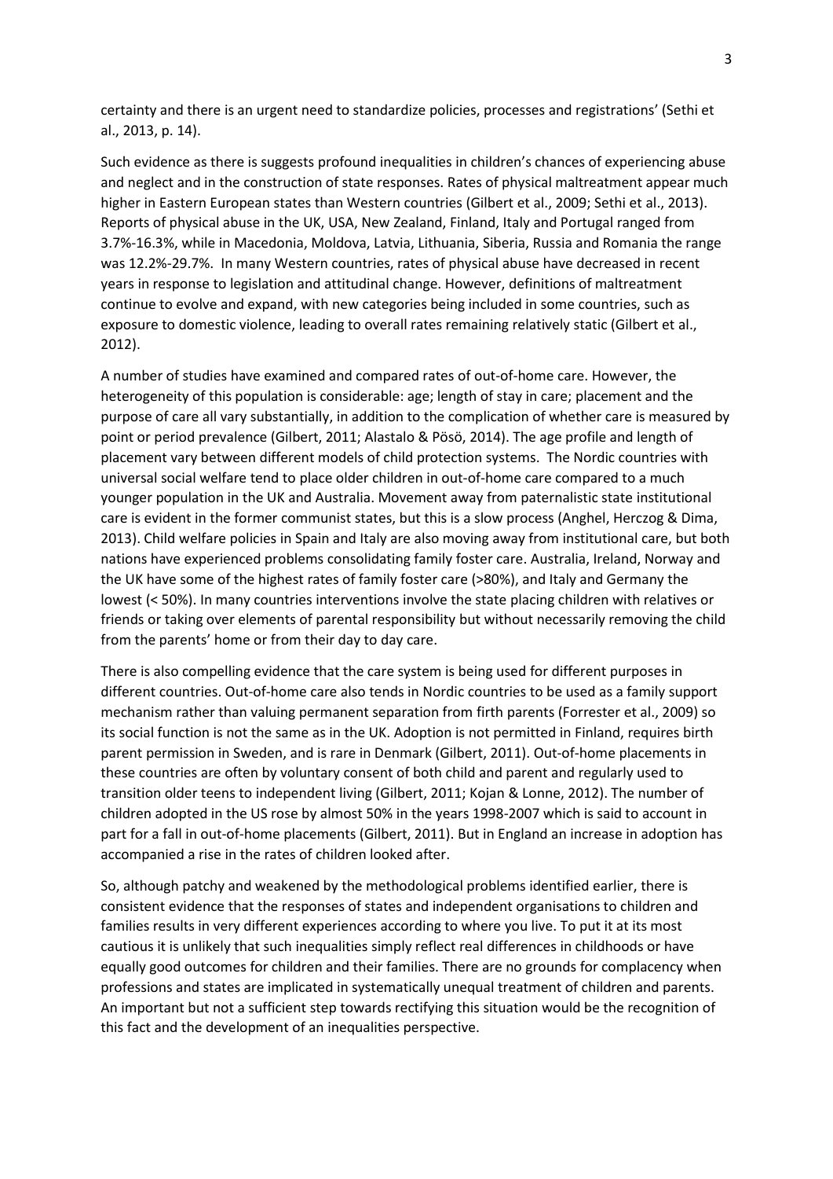certainty and there is an urgent need to standardize policies, processes and registrations' (Sethi et al., 2013, p. 14).

Such evidence as there is suggests profound inequalities in children's chances of experiencing abuse and neglect and in the construction of state responses. Rates of physical maltreatment appear much higher in Eastern European states than Western countries (Gilbert et al., 2009; Sethi et al., 2013). Reports of physical abuse in the UK, USA, New Zealand, Finland, Italy and Portugal ranged from 3.7%-16.3%, while in Macedonia, Moldova, Latvia, Lithuania, Siberia, Russia and Romania the range was 12.2%-29.7%. In many Western countries, rates of physical abuse have decreased in recent years in response to legislation and attitudinal change. However, definitions of maltreatment continue to evolve and expand, with new categories being included in some countries, such as exposure to domestic violence, leading to overall rates remaining relatively static (Gilbert et al., 2012).

A number of studies have examined and compared rates of out-of-home care. However, the heterogeneity of this population is considerable: age; length of stay in care; placement and the purpose of care all vary substantially, in addition to the complication of whether care is measured by point or period prevalence (Gilbert, 2011; Alastalo & Pösö, 2014). The age profile and length of placement vary between different models of child protection systems. The Nordic countries with universal social welfare tend to place older children in out-of-home care compared to a much younger population in the UK and Australia. Movement away from paternalistic state institutional care is evident in the former communist states, but this is a slow process (Anghel, Herczog & Dima, 2013). Child welfare policies in Spain and Italy are also moving away from institutional care, but both nations have experienced problems consolidating family foster care. Australia, Ireland, Norway and the UK have some of the highest rates of family foster care (>80%), and Italy and Germany the lowest (< 50%). In many countries interventions involve the state placing children with relatives or friends or taking over elements of parental responsibility but without necessarily removing the child from the parents' home or from their day to day care.

There is also compelling evidence that the care system is being used for different purposes in different countries. Out-of-home care also tends in Nordic countries to be used as a family support mechanism rather than valuing permanent separation from firth parents (Forrester et al., 2009) so its social function is not the same as in the UK. Adoption is not permitted in Finland, requires birth parent permission in Sweden, and is rare in Denmark (Gilbert, 2011). Out-of-home placements in these countries are often by voluntary consent of both child and parent and regularly used to transition older teens to independent living (Gilbert, 2011; Kojan & Lonne, 2012). The number of children adopted in the US rose by almost 50% in the years 1998-2007 which is said to account in part for a fall in out-of-home placements (Gilbert, 2011). But in England an increase in adoption has accompanied a rise in the rates of children looked after.

So, although patchy and weakened by the methodological problems identified earlier, there is consistent evidence that the responses of states and independent organisations to children and families results in very different experiences according to where you live. To put it at its most cautious it is unlikely that such inequalities simply reflect real differences in childhoods or have equally good outcomes for children and their families. There are no grounds for complacency when professions and states are implicated in systematically unequal treatment of children and parents. An important but not a sufficient step towards rectifying this situation would be the recognition of this fact and the development of an inequalities perspective.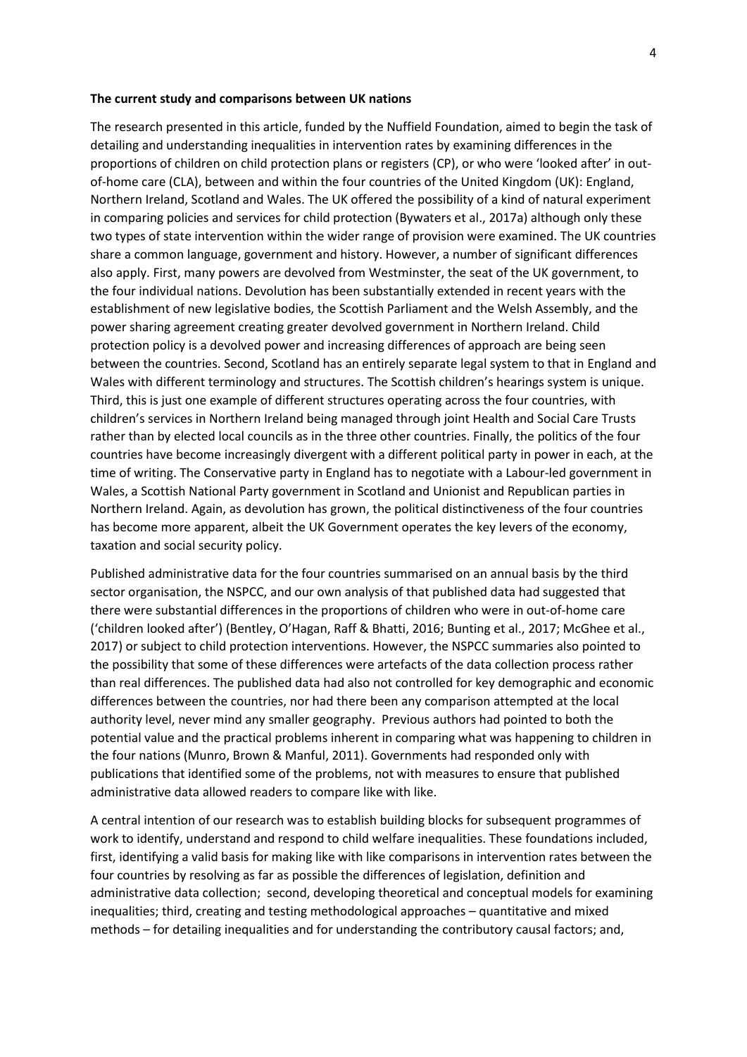**The current study and comparisons between UK nations**

The research presented in this article, funded by the Nuffield Foundation, aimed to begin the task of detailing and understanding inequalities in intervention rates by examining differences in the proportions of children on child protection plans or registers (CP), or who were 'looked after' in out-of-home care (CLA), between and within the four countries of the United Kingdom (UK): England, Northern Ireland, Scotland and Wales. The UK offered the possibility of a kind of natural experiment in comparing policies and services for child protection (Bywaters et al., 2017a) although only these two types of state intervention within the wider range of provision were examined. The UK countries share a common language, government and history. However, a number of significant differences also apply. First, many powers are devolved from Westminster, the seat of the UK government, to the four individual nations. Devolution has been substantially extended in recent years with the establishment of new legislative bodies, the Scottish Parliament and the Welsh Assembly, and the power sharing agreement creating greater devolved government in Northern Ireland. Child protection policy is a devolved power and increasing differences of approach are being seen between the countries. Second, Scotland has an entirely separate legal system to that in England and Wales with different terminology and structures. The Scottish children's hearings system is unique. Third, this is just one example of different structures operating across the four countries, with children's services in Northern Ireland being managed through joint Health and Social Care Trusts rather than by elected local councils as in the three other countries. Finally, the politics of the four countries have become increasingly divergent with a different political party in power in each, at the time of writing. The Conservative party in England has to negotiate with a Labour-led government in Wales, a Scottish National Party government in Scotland and Unionist and Republican parties in Northern Ireland. Again, as devolution has grown, the political distinctiveness of the four countries has become more apparent, albeit the UK Government operates the key levers of the economy, taxation and social security policy.

Published administrative data for the four countries summarised on an annual basis by the third sector organisation, the NSPCC, and our own analysis of that published data had suggested that there were substantial differences in the proportions of children who were in out-of-home care ('children looked after') (Bentley, O'Hagan, Raff & Bhatti, 2016; Bunting et al., 2017; McGhee et al., 2017) or subject to child protection interventions. However, the NSPCC summaries also pointed to the possibility that some of these differences were artefacts of the data collection process rather than real differences. The published data had also not controlled for key demographic and economic differences between the countries, nor had there been any comparison attempted at the local authority level, never mind any smaller geography. Previous authors had pointed to both the potential value and the practical problems inherent in comparing what was happening to children in the four nations (Munro, Brown & Manful, 2011). Governments had responded only with publications that identified some of the problems, not with measures to ensure that published administrative data allowed readers to compare like with like.

A central intention of our research was to establish building blocks for subsequent programmes of work to identify, understand and respond to child welfare inequalities. These foundations included, first, identifying a valid basis for making like with like comparisons in intervention rates between the four countries by resolving as far as possible the differences of legislation, definition and administrative data collection; second, developing theoretical and conceptual models for examining inequalities; third, creating and testing methodological approaches – quantitative and mixed methods – for detailing inequalities and for understanding the contributory causal factors; and,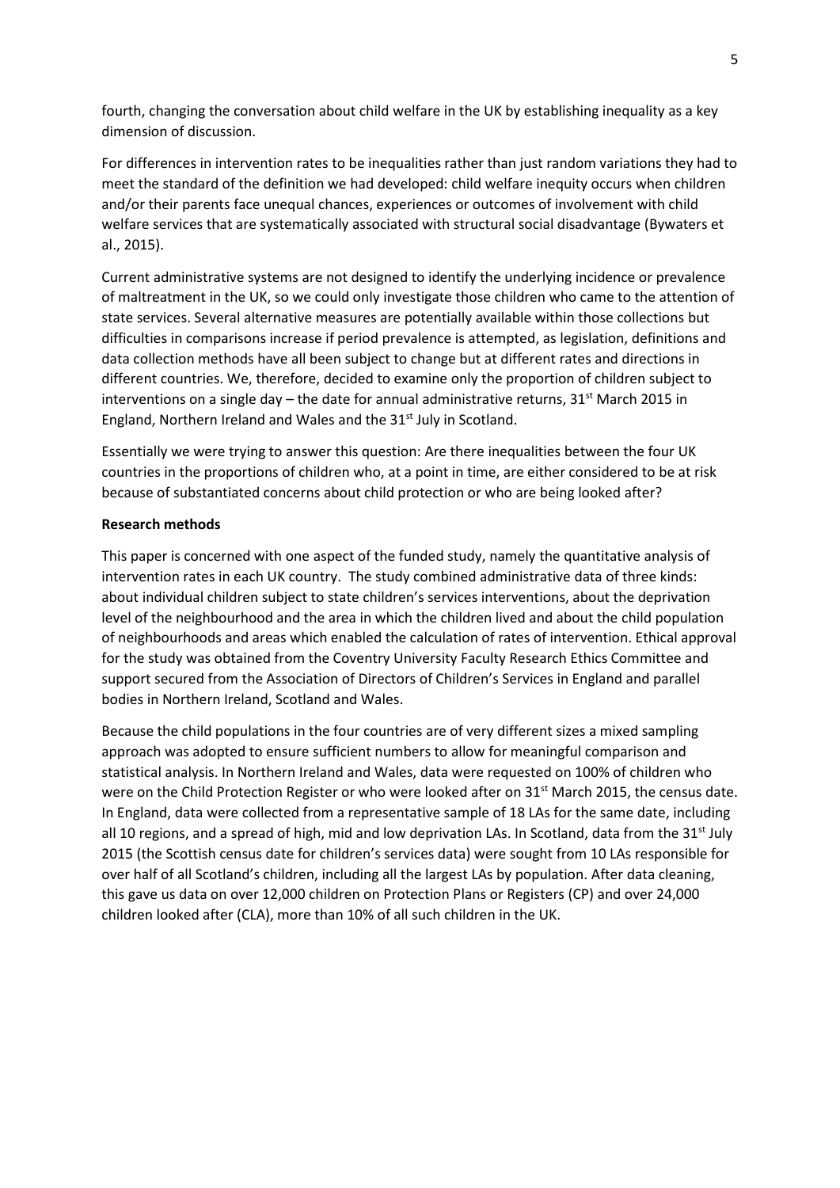fourth, changing the conversation about child welfare in the UK by establishing inequality as a key dimension of discussion.

For differences in intervention rates to be inequalities rather than just random variations they had to meet the standard of the definition we had developed: child welfare inequity occurs when children and/or their parents face unequal chances, experiences or outcomes of involvement with child welfare services that are systematically associated with structural social disadvantage (Bywaters et al., 2015).

Current administrative systems are not designed to identify the underlying incidence or prevalence of maltreatment in the UK, so we could only investigate those children who came to the attention of state services. Several alternative measures are potentially available within those collections but difficulties in comparisons increase if period prevalence is attempted, as legislation, definitions and data collection methods have all been subject to change but at different rates and directions in different countries. We, therefore, decided to examine only the proportion of children subject to interventions on a single day – the date for annual administrative returns, 31st March 2015 in England, Northern Ireland and Wales and the 31st July in Scotland.

Essentially we were trying to answer this question: Are there inequalities between the four UK countries in the proportions of children who, at a point in time, are either considered to be at risk because of substantiated concerns about child protection or who are being looked after?

**Research methods**

This paper is concerned with one aspect of the funded study, namely the quantitative analysis of intervention rates in each UK country. The study combined administrative data of three kinds: about individual children subject to state children's services interventions, about the deprivation level of the neighbourhood and the area in which the children lived and about the child population of neighbourhoods and areas which enabled the calculation of rates of intervention. Ethical approval for the study was obtained from the Coventry University Faculty Research Ethics Committee and support secured from the Association of Directors of Children's Services in England and parallel bodies in Northern Ireland, Scotland and Wales.

Because the child populations in the four countries are of very different sizes a mixed sampling approach was adopted to ensure sufficient numbers to allow for meaningful comparison and statistical analysis. In Northern Ireland and Wales, data were requested on 100% of children who were on the Child Protection Register or who were looked after on 31st March 2015, the census date. In England, data were collected from a representative sample of 18 LAs for the same date, including all 10 regions, and a spread of high, mid and low deprivation LAs. In Scotland, data from the 31st July 2015 (the Scottish census date for children's services data) were sought from 10 LAs responsible for over half of all Scotland's children, including all the largest LAs by population. After data cleaning, this gave us data on over 12,000 children on Protection Plans or Registers (CP) and over 24,000 children looked after (CLA), more than 10% of all such children in the UK.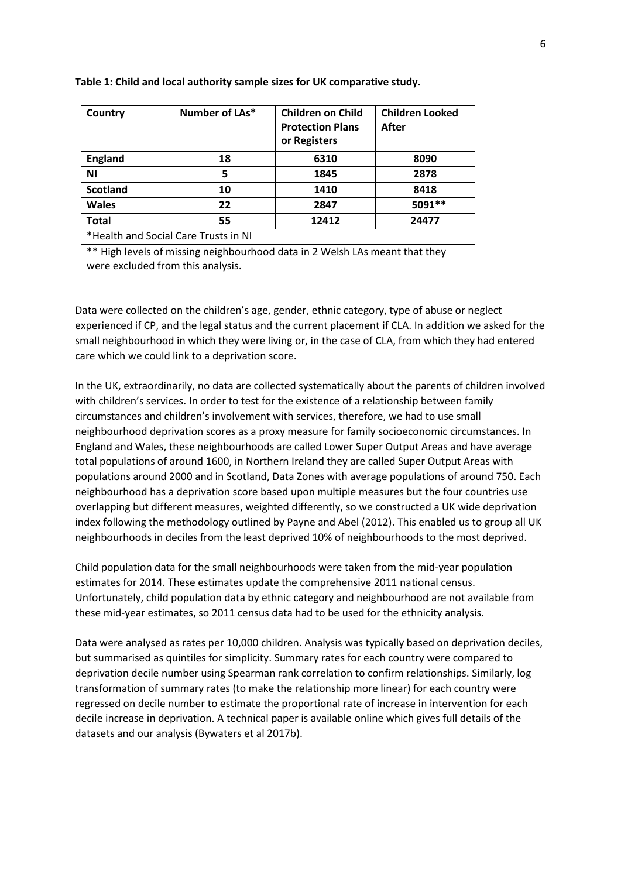**Table 1: Child and local authority sample sizes for UK comparative study.**

| Country | Number of LAs* | Children on Child Protection Plans or Registers | Children Looked After |
|---|---|---|---|
| **England** | **18** | **6310** | **8090** |
| **NI** | **5** | **1845** | **2878** |
| **Scotland** | **10** | **1410** | **8418** |
| **Wales** | **22** | **2847** | **5091**** |
| **Total** | **55** | **12412** | **24477** |
| *Health and Social Care Trusts in NI | | | |
| ** High levels of missing neighbourhood data in 2 Welsh LAs meant that they were excluded from this analysis. | | | |

Data were collected on the children's age, gender, ethnic category, type of abuse or neglect experienced if CP, and the legal status and the current placement if CLA. In addition we asked for the small neighbourhood in which they were living or, in the case of CLA, from which they had entered care which we could link to a deprivation score.

In the UK, extraordinarily, no data are collected systematically about the parents of children involved with children's services. In order to test for the existence of a relationship between family circumstances and children's involvement with services, therefore, we had to use small neighbourhood deprivation scores as a proxy measure for family socioeconomic circumstances. In England and Wales, these neighbourhoods are called Lower Super Output Areas and have average total populations of around 1600, in Northern Ireland they are called Super Output Areas with populations around 2000 and in Scotland, Data Zones with average populations of around 750. Each neighbourhood has a deprivation score based upon multiple measures but the four countries use overlapping but different measures, weighted differently, so we constructed a UK wide deprivation index following the methodology outlined by Payne and Abel (2012). This enabled us to group all UK neighbourhoods in deciles from the least deprived 10% of neighbourhoods to the most deprived.

Child population data for the small neighbourhoods were taken from the mid-year population estimates for 2014. These estimates update the comprehensive 2011 national census. Unfortunately, child population data by ethnic category and neighbourhood are not available from these mid-year estimates, so 2011 census data had to be used for the ethnicity analysis.

Data were analysed as rates per 10,000 children. Analysis was typically based on deprivation deciles, but summarised as quintiles for simplicity. Summary rates for each country were compared to deprivation decile number using Spearman rank correlation to confirm relationships. Similarly, log transformation of summary rates (to make the relationship more linear) for each country were regressed on decile number to estimate the proportional rate of increase in intervention for each decile increase in deprivation. A technical paper is available online which gives full details of the datasets and our analysis (Bywaters et al 2017b).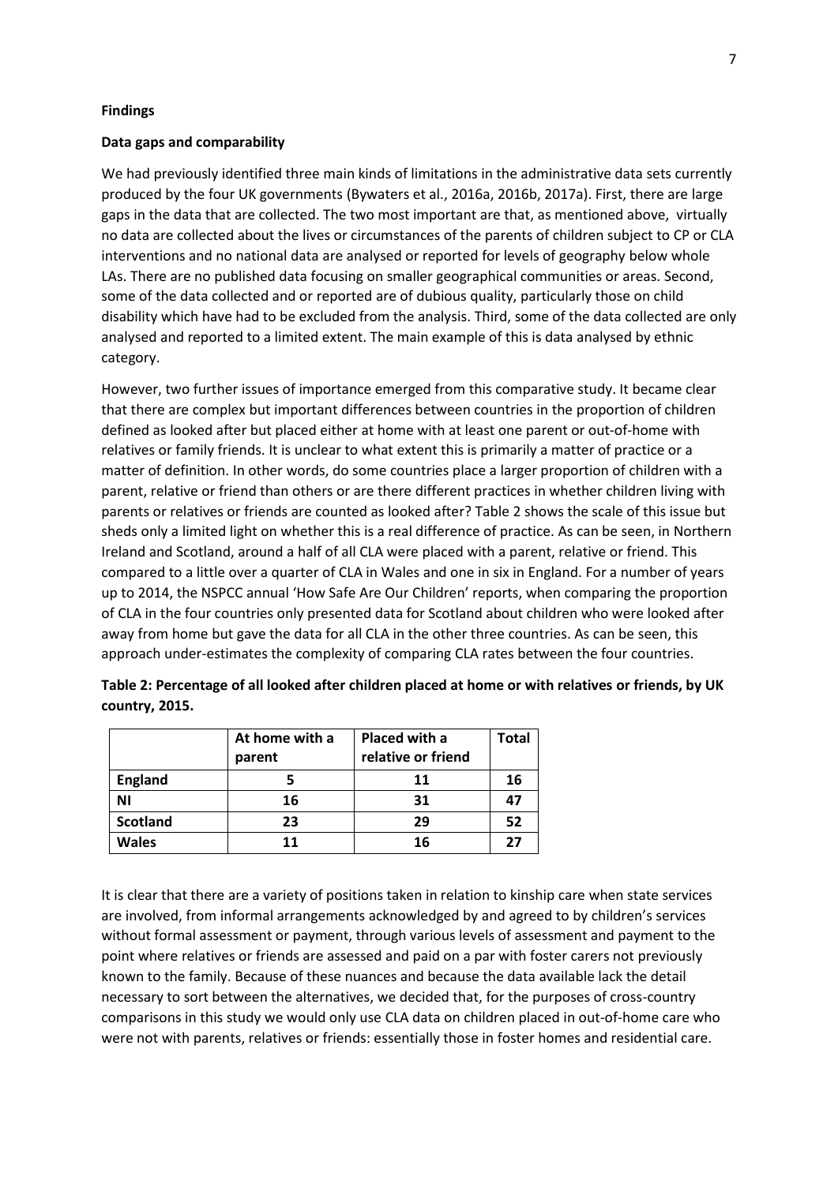**Findings**

**Data gaps and comparability**

We had previously identified three main kinds of limitations in the administrative data sets currently produced by the four UK governments (Bywaters et al., 2016a, 2016b, 2017a). First, there are large gaps in the data that are collected. The two most important are that, as mentioned above, virtually no data are collected about the lives or circumstances of the parents of children subject to CP or CLA interventions and no national data are analysed or reported for levels of geography below whole LAs. There are no published data focusing on smaller geographical communities or areas. Second, some of the data collected and or reported are of dubious quality, particularly those on child disability which have had to be excluded from the analysis. Third, some of the data collected are only analysed and reported to a limited extent. The main example of this is data analysed by ethnic category.

However, two further issues of importance emerged from this comparative study. It became clear that there are complex but important differences between countries in the proportion of children defined as looked after but placed either at home with at least one parent or out-of-home with relatives or family friends. It is unclear to what extent this is primarily a matter of practice or a matter of definition. In other words, do some countries place a larger proportion of children with a parent, relative or friend than others or are there different practices in whether children living with parents or relatives or friends are counted as looked after? Table 2 shows the scale of this issue but sheds only a limited light on whether this is a real difference of practice. As can be seen, in Northern Ireland and Scotland, around a half of all CLA were placed with a parent, relative or friend. This compared to a little over a quarter of CLA in Wales and one in six in England. For a number of years up to 2014, the NSPCC annual 'How Safe Are Our Children' reports, when comparing the proportion of CLA in the four countries only presented data for Scotland about children who were looked after away from home but gave the data for all CLA in the other three countries. As can be seen, this approach under-estimates the complexity of comparing CLA rates between the four countries.

**Table 2: Percentage of all looked after children placed at home or with relatives or friends, by UK country, 2015.**

| | At home with a parent | Placed with a relative or friend | Total |
|---|---|---|---|
| **England** | 5 | 11 | 16 |
| **NI** | 16 | 31 | 47 |
| **Scotland** | 23 | 29 | 52 |
| **Wales** | 11 | 16 | 27 |

It is clear that there are a variety of positions taken in relation to kinship care when state services are involved, from informal arrangements acknowledged by and agreed to by children's services without formal assessment or payment, through various levels of assessment and payment to the point where relatives or friends are assessed and paid on a par with foster carers not previously known to the family. Because of these nuances and because the data available lack the detail necessary to sort between the alternatives, we decided that, for the purposes of cross-country comparisons in this study we would only use CLA data on children placed in out-of-home care who were not with parents, relatives or friends: essentially those in foster homes and residential care.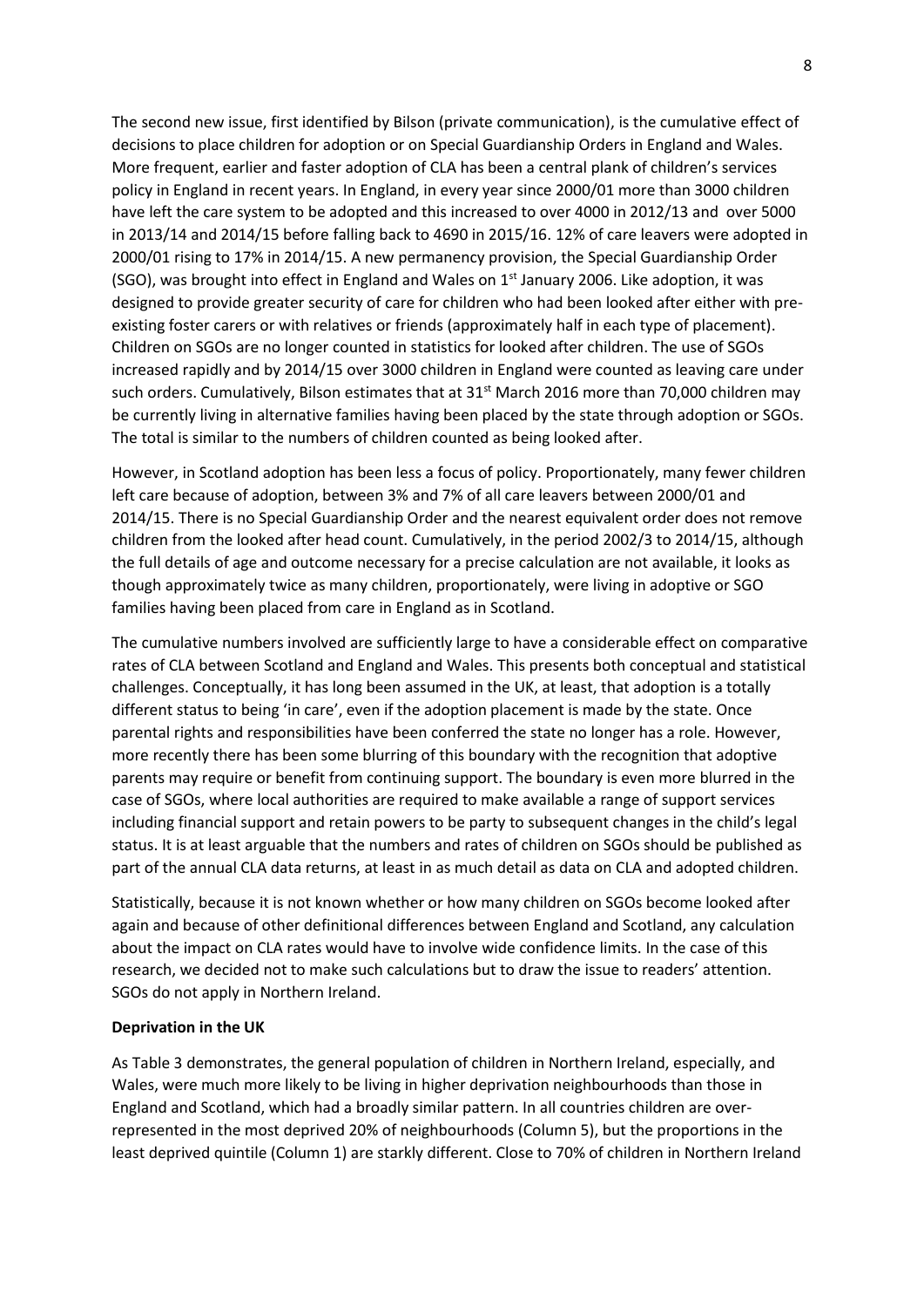The second new issue, first identified by Bilson (private communication), is the cumulative effect of decisions to place children for adoption or on Special Guardianship Orders in England and Wales. More frequent, earlier and faster adoption of CLA has been a central plank of children's services policy in England in recent years. In England, in every year since 2000/01 more than 3000 children have left the care system to be adopted and this increased to over 4000 in 2012/13 and over 5000 in 2013/14 and 2014/15 before falling back to 4690 in 2015/16. 12% of care leavers were adopted in 2000/01 rising to 17% in 2014/15. A new permanency provision, the Special Guardianship Order (SGO), was brought into effect in England and Wales on 1st January 2006. Like adoption, it was designed to provide greater security of care for children who had been looked after either with pre-existing foster carers or with relatives or friends (approximately half in each type of placement). Children on SGOs are no longer counted in statistics for looked after children. The use of SGOs increased rapidly and by 2014/15 over 3000 children in England were counted as leaving care under such orders. Cumulatively, Bilson estimates that at 31st March 2016 more than 70,000 children may be currently living in alternative families having been placed by the state through adoption or SGOs. The total is similar to the numbers of children counted as being looked after.

However, in Scotland adoption has been less a focus of policy. Proportionately, many fewer children left care because of adoption, between 3% and 7% of all care leavers between 2000/01 and 2014/15. There is no Special Guardianship Order and the nearest equivalent order does not remove children from the looked after head count. Cumulatively, in the period 2002/3 to 2014/15, although the full details of age and outcome necessary for a precise calculation are not available, it looks as though approximately twice as many children, proportionately, were living in adoptive or SGO families having been placed from care in England as in Scotland.

The cumulative numbers involved are sufficiently large to have a considerable effect on comparative rates of CLA between Scotland and England and Wales. This presents both conceptual and statistical challenges. Conceptually, it has long been assumed in the UK, at least, that adoption is a totally different status to being 'in care', even if the adoption placement is made by the state. Once parental rights and responsibilities have been conferred the state no longer has a role. However, more recently there has been some blurring of this boundary with the recognition that adoptive parents may require or benefit from continuing support. The boundary is even more blurred in the case of SGOs, where local authorities are required to make available a range of support services including financial support and retain powers to be party to subsequent changes in the child's legal status. It is at least arguable that the numbers and rates of children on SGOs should be published as part of the annual CLA data returns, at least in as much detail as data on CLA and adopted children.

Statistically, because it is not known whether or how many children on SGOs become looked after again and because of other definitional differences between England and Scotland, any calculation about the impact on CLA rates would have to involve wide confidence limits. In the case of this research, we decided not to make such calculations but to draw the issue to readers' attention. SGOs do not apply in Northern Ireland.

**Deprivation in the UK**

As Table 3 demonstrates, the general population of children in Northern Ireland, especially, and Wales, were much more likely to be living in higher deprivation neighbourhoods than those in England and Scotland, which had a broadly similar pattern. In all countries children are over-represented in the most deprived 20% of neighbourhoods (Column 5), but the proportions in the least deprived quintile (Column 1) are starkly different. Close to 70% of children in Northern Ireland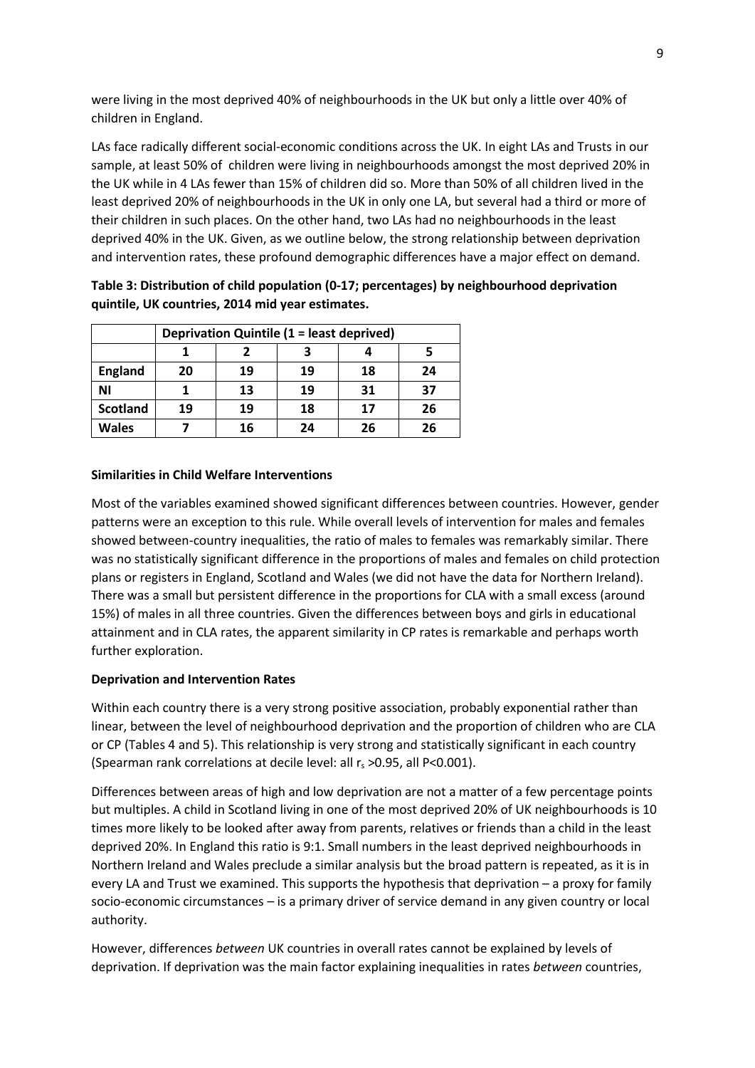were living in the most deprived 40% of neighbourhoods in the UK but only a little over 40% of children in England.

LAs face radically different social-economic conditions across the UK. In eight LAs and Trusts in our sample, at least 50% of children were living in neighbourhoods amongst the most deprived 20% in the UK while in 4 LAs fewer than 15% of children did so. More than 50% of all children lived in the least deprived 20% of neighbourhoods in the UK in only one LA, but several had a third or more of their children in such places. On the other hand, two LAs had no neighbourhoods in the least deprived 40% in the UK. Given, as we outline below, the strong relationship between deprivation and intervention rates, these profound demographic differences have a major effect on demand.

**Table 3: Distribution of child population (0-17; percentages) by neighbourhood deprivation quintile, UK countries, 2014 mid year estimates.**

| | Deprivation Quintile (1 = least deprived) | | | | |
|---|---|---|---|---|---|
| | 1 | 2 | 3 | 4 | 5 |
| England | 20 | 19 | 19 | 18 | 24 |
| NI | 1 | 13 | 19 | 31 | 37 |
| Scotland | 19 | 19 | 18 | 17 | 26 |
| Wales | 7 | 16 | 24 | 26 | 26 |

**Similarities in Child Welfare Interventions**

Most of the variables examined showed significant differences between countries. However, gender patterns were an exception to this rule. While overall levels of intervention for males and females showed between-country inequalities, the ratio of males to females was remarkably similar. There was no statistically significant difference in the proportions of males and females on child protection plans or registers in England, Scotland and Wales (we did not have the data for Northern Ireland). There was a small but persistent difference in the proportions for CLA with a small excess (around 15%) of males in all three countries. Given the differences between boys and girls in educational attainment and in CLA rates, the apparent similarity in CP rates is remarkable and perhaps worth further exploration.

**Deprivation and Intervention Rates**

Within each country there is a very strong positive association, probably exponential rather than linear, between the level of neighbourhood deprivation and the proportion of children who are CLA or CP (Tables 4 and 5). This relationship is very strong and statistically significant in each country (Spearman rank correlations at decile level: all $r_s > 0.95$, all $P < 0.001$).

Differences between areas of high and low deprivation are not a matter of a few percentage points but multiples. A child in Scotland living in one of the most deprived 20% of UK neighbourhoods is 10 times more likely to be looked after away from parents, relatives or friends than a child in the least deprived 20%. In England this ratio is 9:1. Small numbers in the least deprived neighbourhoods in Northern Ireland and Wales preclude a similar analysis but the broad pattern is repeated, as it is in every LA and Trust we examined. This supports the hypothesis that deprivation – a proxy for family socio-economic circumstances – is a primary driver of service demand in any given country or local authority.

However, differences *between* UK countries in overall rates cannot be explained by levels of deprivation. If deprivation was the main factor explaining inequalities in rates *between* countries,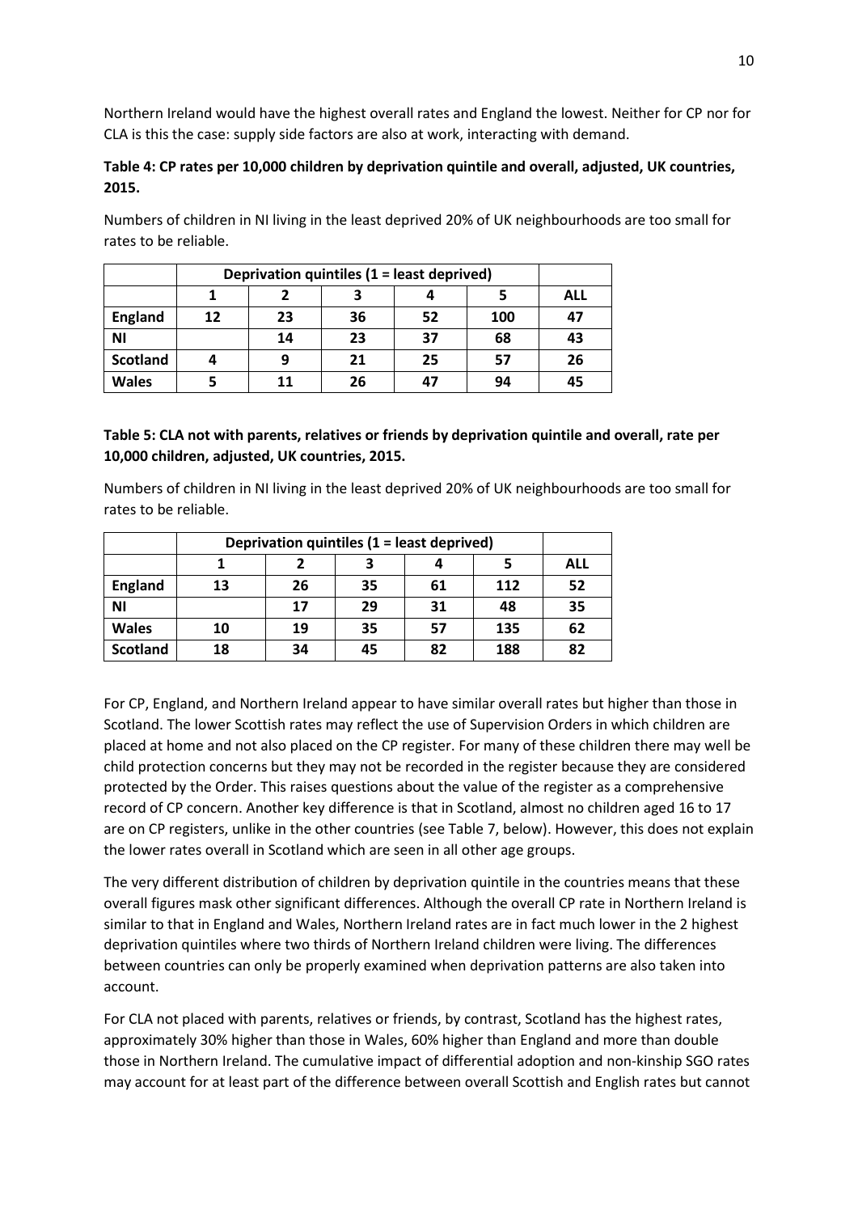Northern Ireland would have the highest overall rates and England the lowest. Neither for CP nor for CLA is this the case: supply side factors are also at work, interacting with demand.

**Table 4: CP rates per 10,000 children by deprivation quintile and overall, adjusted, UK countries, 2015.**

Numbers of children in NI living in the least deprived 20% of UK neighbourhoods are too small for rates to be reliable.

| | **Deprivation quintiles (1 = least deprived)** | | | | | |
|---|---|---|---|---|---|---|
| | **1** | **2** | **3** | **4** | **5** | **ALL** |
| **England** | **12** | **23** | **36** | **52** | **100** | **47** |
| **NI** | | **14** | **23** | **37** | **68** | **43** |
| **Scotland** | **4** | **9** | **21** | **25** | **57** | **26** |
| **Wales** | **5** | **11** | **26** | **47** | **94** | **45** |

**Table 5: CLA not with parents, relatives or friends by deprivation quintile and overall, rate per 10,000 children, adjusted, UK countries, 2015.**

Numbers of children in NI living in the least deprived 20% of UK neighbourhoods are too small for rates to be reliable.

| | **Deprivation quintiles (1 = least deprived)** | | | | | |
|---|---|---|---|---|---|---|
| | **1** | **2** | **3** | **4** | **5** | **ALL** |
| **England** | **13** | **26** | **35** | **61** | **112** | **52** |
| **NI** | | **17** | **29** | **31** | **48** | **35** |
| **Wales** | **10** | **19** | **35** | **57** | **135** | **62** |
| **Scotland** | **18** | **34** | **45** | **82** | **188** | **82** |

For CP, England, and Northern Ireland appear to have similar overall rates but higher than those in Scotland. The lower Scottish rates may reflect the use of Supervision Orders in which children are placed at home and not also placed on the CP register. For many of these children there may well be child protection concerns but they may not be recorded in the register because they are considered protected by the Order. This raises questions about the value of the register as a comprehensive record of CP concern. Another key difference is that in Scotland, almost no children aged 16 to 17 are on CP registers, unlike in the other countries (see Table 7, below). However, this does not explain the lower rates overall in Scotland which are seen in all other age groups.

The very different distribution of children by deprivation quintile in the countries means that these overall figures mask other significant differences. Although the overall CP rate in Northern Ireland is similar to that in England and Wales, Northern Ireland rates are in fact much lower in the 2 highest deprivation quintiles where two thirds of Northern Ireland children were living. The differences between countries can only be properly examined when deprivation patterns are also taken into account.

For CLA not placed with parents, relatives or friends, by contrast, Scotland has the highest rates, approximately 30% higher than those in Wales, 60% higher than England and more than double those in Northern Ireland. The cumulative impact of differential adoption and non-kinship SGO rates may account for at least part of the difference between overall Scottish and English rates but cannot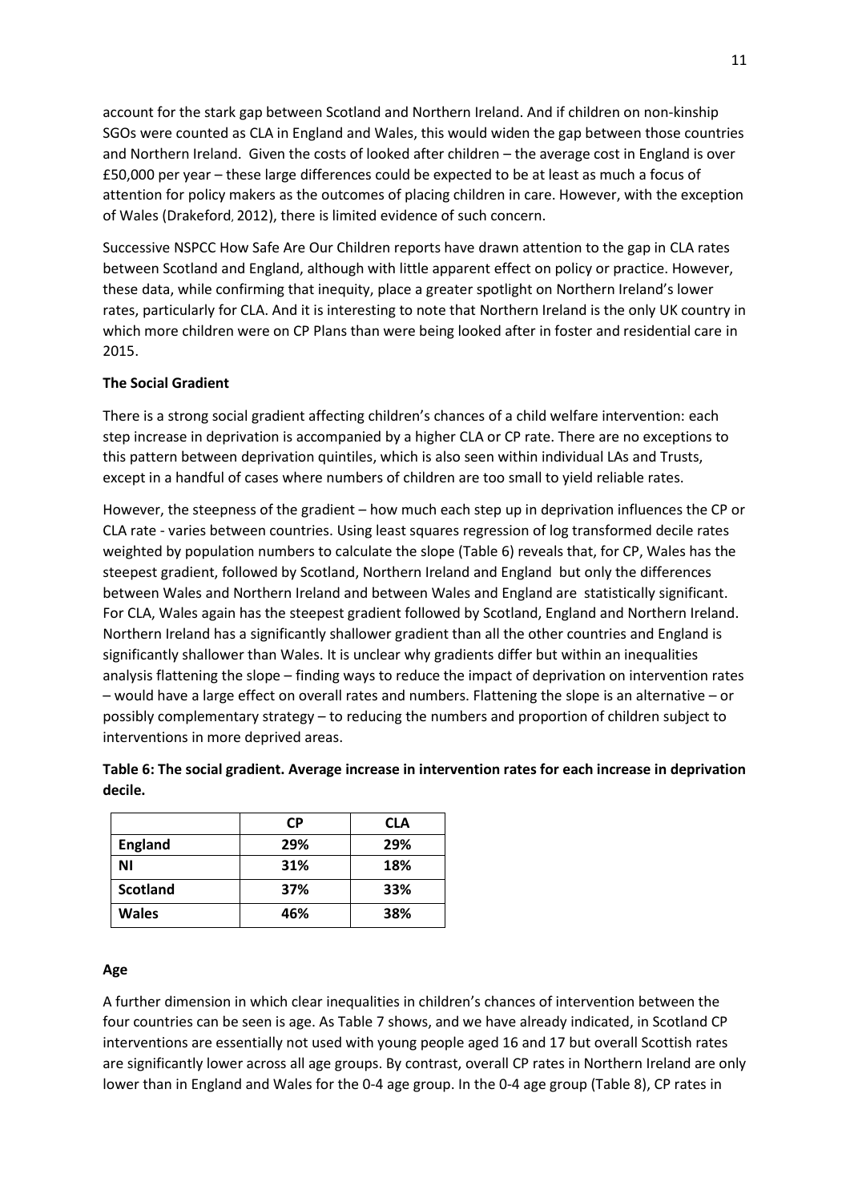account for the stark gap between Scotland and Northern Ireland. And if children on non-kinship SGOs were counted as CLA in England and Wales, this would widen the gap between those countries and Northern Ireland. Given the costs of looked after children – the average cost in England is over £50,000 per year – these large differences could be expected to be at least as much a focus of attention for policy makers as the outcomes of placing children in care. However, with the exception of Wales (Drakeford, 2012), there is limited evidence of such concern.

Successive NSPCC How Safe Are Our Children reports have drawn attention to the gap in CLA rates between Scotland and England, although with little apparent effect on policy or practice. However, these data, while confirming that inequity, place a greater spotlight on Northern Ireland's lower rates, particularly for CLA. And it is interesting to note that Northern Ireland is the only UK country in which more children were on CP Plans than were being looked after in foster and residential care in 2015.

**The Social Gradient**

There is a strong social gradient affecting children's chances of a child welfare intervention: each step increase in deprivation is accompanied by a higher CLA or CP rate. There are no exceptions to this pattern between deprivation quintiles, which is also seen within individual LAs and Trusts, except in a handful of cases where numbers of children are too small to yield reliable rates.

However, the steepness of the gradient – how much each step up in deprivation influences the CP or CLA rate - varies between countries. Using least squares regression of log transformed decile rates weighted by population numbers to calculate the slope (Table 6) reveals that, for CP, Wales has the steepest gradient, followed by Scotland, Northern Ireland and England but only the differences between Wales and Northern Ireland and between Wales and England are statistically significant. For CLA, Wales again has the steepest gradient followed by Scotland, England and Northern Ireland. Northern Ireland has a significantly shallower gradient than all the other countries and England is significantly shallower than Wales. It is unclear why gradients differ but within an inequalities analysis flattening the slope – finding ways to reduce the impact of deprivation on intervention rates – would have a large effect on overall rates and numbers. Flattening the slope is an alternative – or possibly complementary strategy – to reducing the numbers and proportion of children subject to interventions in more deprived areas.

**Table 6: The social gradient. Average increase in intervention rates for each increase in deprivation decile.**

| | CP | CLA |
|---|---|---|
| **England** | 29% | 29% |
| **NI** | 31% | 18% |
| **Scotland** | 37% | 33% |
| **Wales** | 46% | 38% |

**Age**

A further dimension in which clear inequalities in children's chances of intervention between the four countries can be seen is age. As Table 7 shows, and we have already indicated, in Scotland CP interventions are essentially not used with young people aged 16 and 17 but overall Scottish rates are significantly lower across all age groups. By contrast, overall CP rates in Northern Ireland are only lower than in England and Wales for the 0-4 age group. In the 0-4 age group (Table 8), CP rates in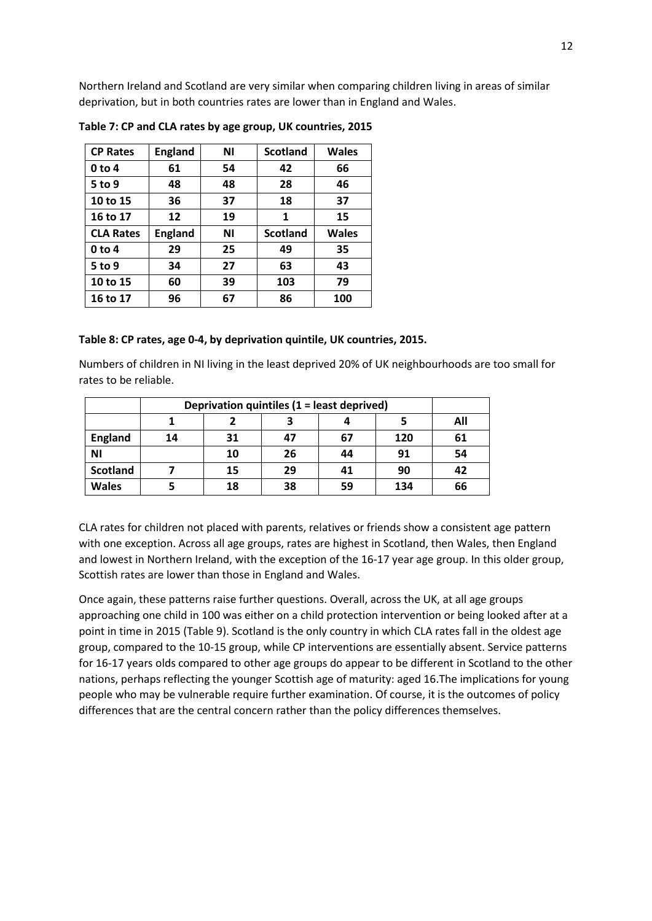Northern Ireland and Scotland are very similar when comparing children living in areas of similar deprivation, but in both countries rates are lower than in England and Wales.

**Table 7: CP and CLA rates by age group, UK countries, 2015**

| CP Rates | England | NI | Scotland | Wales |
|---|---|---|---|---|
| 0 to 4 | 61 | 54 | 42 | 66 |
| 5 to 9 | 48 | 48 | 28 | 46 |
| 10 to 15 | 36 | 37 | 18 | 37 |
| 16 to 17 | 12 | 19 | 1 | 15 |
| **CLA Rates** | **England** | **NI** | **Scotland** | **Wales** |
| 0 to 4 | 29 | 25 | 49 | 35 |
| 5 to 9 | 34 | 27 | 63 | 43 |
| 10 to 15 | 60 | 39 | 103 | 79 |
| 16 to 17 | 96 | 67 | 86 | 100 |

**Table 8: CP rates, age 0-4, by deprivation quintile, UK countries, 2015.**

Numbers of children in NI living in the least deprived 20% of UK neighbourhoods are too small for rates to be reliable.

| | Deprivation quintiles (1 = least deprived) | | | | | |
|---|---|---|---|---|---|---|
| | 1 | 2 | 3 | 4 | 5 | All |
| England | 14 | 31 | 47 | 67 | 120 | 61 |
| NI | | 10 | 26 | 44 | 91 | 54 |
| Scotland | 7 | 15 | 29 | 41 | 90 | 42 |
| Wales | 5 | 18 | 38 | 59 | 134 | 66 |

CLA rates for children not placed with parents, relatives or friends show a consistent age pattern with one exception. Across all age groups, rates are highest in Scotland, then Wales, then England and lowest in Northern Ireland, with the exception of the 16-17 year age group. In this older group, Scottish rates are lower than those in England and Wales.

Once again, these patterns raise further questions. Overall, across the UK, at all age groups approaching one child in 100 was either on a child protection intervention or being looked after at a point in time in 2015 (Table 9). Scotland is the only country in which CLA rates fall in the oldest age group, compared to the 10-15 group, while CP interventions are essentially absent. Service patterns for 16-17 years olds compared to other age groups do appear to be different in Scotland to the other nations, perhaps reflecting the younger Scottish age of maturity: aged 16.The implications for young people who may be vulnerable require further examination. Of course, it is the outcomes of policy differences that are the central concern rather than the policy differences themselves.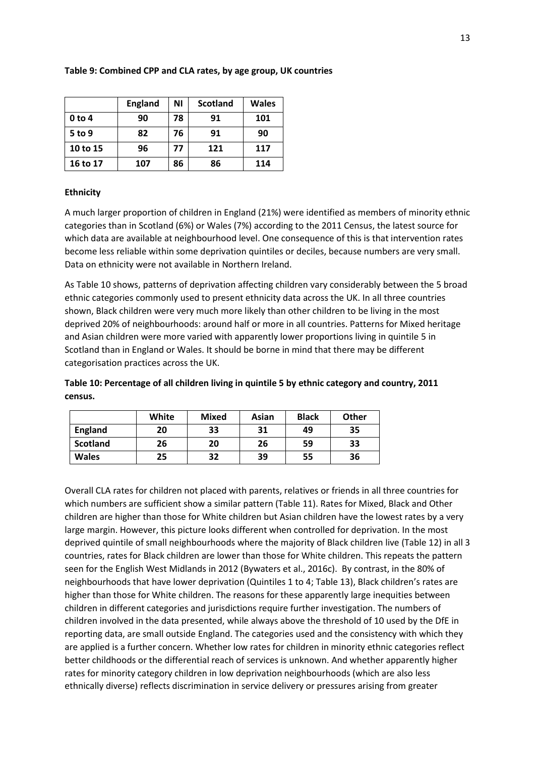**Table 9: Combined CPP and CLA rates, by age group, UK countries**

| | England | NI | Scotland | Wales |
|---|---|---|---|---|
| **0 to 4** | 90 | 78 | 91 | 101 |
| **5 to 9** | 82 | 76 | 91 | 90 |
| **10 to 15** | 96 | 77 | 121 | 117 |
| **16 to 17** | 107 | 86 | 86 | 114 |

**Ethnicity**

A much larger proportion of children in England (21%) were identified as members of minority ethnic categories than in Scotland (6%) or Wales (7%) according to the 2011 Census, the latest source for which data are available at neighbourhood level. One consequence of this is that intervention rates become less reliable within some deprivation quintiles or deciles, because numbers are very small. Data on ethnicity were not available in Northern Ireland.

As Table 10 shows, patterns of deprivation affecting children vary considerably between the 5 broad ethnic categories commonly used to present ethnicity data across the UK. In all three countries shown, Black children were very much more likely than other children to be living in the most deprived 20% of neighbourhoods: around half or more in all countries. Patterns for Mixed heritage and Asian children were more varied with apparently lower proportions living in quintile 5 in Scotland than in England or Wales. It should be borne in mind that there may be different categorisation practices across the UK.

**Table 10: Percentage of all children living in quintile 5 by ethnic category and country, 2011 census.**

| | White | Mixed | Asian | Black | Other |
|---|---|---|---|---|---|
| **England** | 20 | 33 | 31 | 49 | 35 |
| **Scotland** | 26 | 20 | 26 | 59 | 33 |
| **Wales** | 25 | 32 | 39 | 55 | 36 |

Overall CLA rates for children not placed with parents, relatives or friends in all three countries for which numbers are sufficient show a similar pattern (Table 11). Rates for Mixed, Black and Other children are higher than those for White children but Asian children have the lowest rates by a very large margin. However, this picture looks different when controlled for deprivation. In the most deprived quintile of small neighbourhoods where the majority of Black children live (Table 12) in all 3 countries, rates for Black children are lower than those for White children. This repeats the pattern seen for the English West Midlands in 2012 (Bywaters et al., 2016c). By contrast, in the 80% of neighbourhoods that have lower deprivation (Quintiles 1 to 4; Table 13), Black children's rates are higher than those for White children. The reasons for these apparently large inequities between children in different categories and jurisdictions require further investigation. The numbers of children involved in the data presented, while always above the threshold of 10 used by the DfE in reporting data, are small outside England. The categories used and the consistency with which they are applied is a further concern. Whether low rates for children in minority ethnic categories reflect better childhoods or the differential reach of services is unknown. And whether apparently higher rates for minority category children in low deprivation neighbourhoods (which are also less ethnically diverse) reflects discrimination in service delivery or pressures arising from greater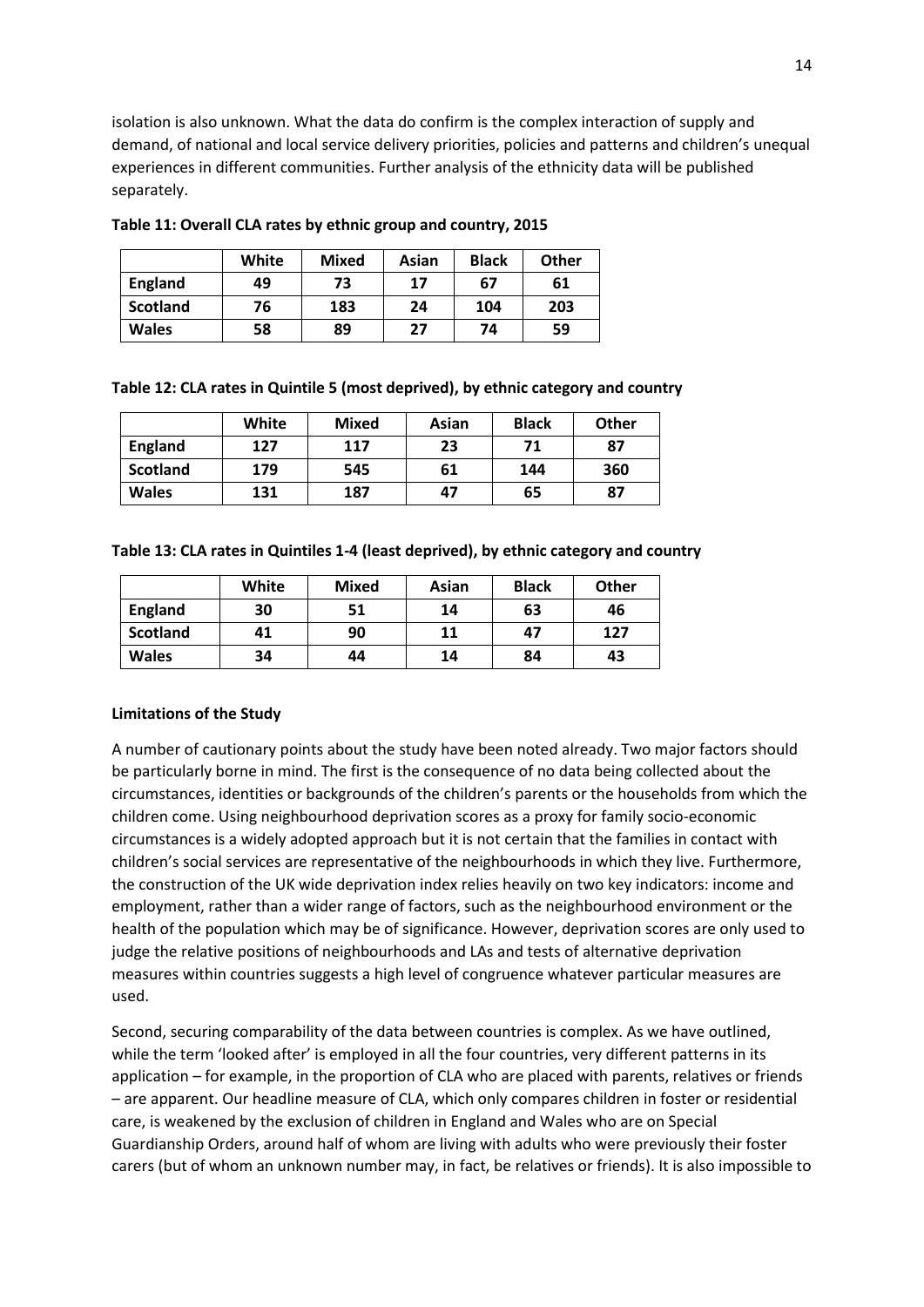isolation is also unknown. What the data do confirm is the complex interaction of supply and demand, of national and local service delivery priorities, policies and patterns and children's unequal experiences in different communities. Further analysis of the ethnicity data will be published separately.

**Table 11: Overall CLA rates by ethnic group and country, 2015**

| | White | Mixed | Asian | Black | Other |
|---|---|---|---|---|---|
| **England** | 49 | 73 | 17 | 67 | 61 |
| **Scotland** | 76 | 183 | 24 | 104 | 203 |
| **Wales** | 58 | 89 | 27 | 74 | 59 |

**Table 12: CLA rates in Quintile 5 (most deprived), by ethnic category and country**

| | White | Mixed | Asian | Black | Other |
|---|---|---|---|---|---|
| **England** | 127 | 117 | 23 | 71 | 87 |
| **Scotland** | 179 | 545 | 61 | 144 | 360 |
| **Wales** | 131 | 187 | 47 | 65 | 87 |

**Table 13: CLA rates in Quintiles 1-4 (least deprived), by ethnic category and country**

| | White | Mixed | Asian | Black | Other |
|---|---|---|---|---|---|
| **England** | 30 | 51 | 14 | 63 | 46 |
| **Scotland** | 41 | 90 | 11 | 47 | 127 |
| **Wales** | 34 | 44 | 14 | 84 | 43 |

**Limitations of the Study**

A number of cautionary points about the study have been noted already. Two major factors should be particularly borne in mind. The first is the consequence of no data being collected about the circumstances, identities or backgrounds of the children's parents or the households from which the children come. Using neighbourhood deprivation scores as a proxy for family socio-economic circumstances is a widely adopted approach but it is not certain that the families in contact with children's social services are representative of the neighbourhoods in which they live. Furthermore, the construction of the UK wide deprivation index relies heavily on two key indicators: income and employment, rather than a wider range of factors, such as the neighbourhood environment or the health of the population which may be of significance. However, deprivation scores are only used to judge the relative positions of neighbourhoods and LAs and tests of alternative deprivation measures within countries suggests a high level of congruence whatever particular measures are used.

Second, securing comparability of the data between countries is complex. As we have outlined, while the term 'looked after' is employed in all the four countries, very different patterns in its application – for example, in the proportion of CLA who are placed with parents, relatives or friends – are apparent. Our headline measure of CLA, which only compares children in foster or residential care, is weakened by the exclusion of children in England and Wales who are on Special Guardianship Orders, around half of whom are living with adults who were previously their foster carers (but of whom an unknown number may, in fact, be relatives or friends). It is also impossible to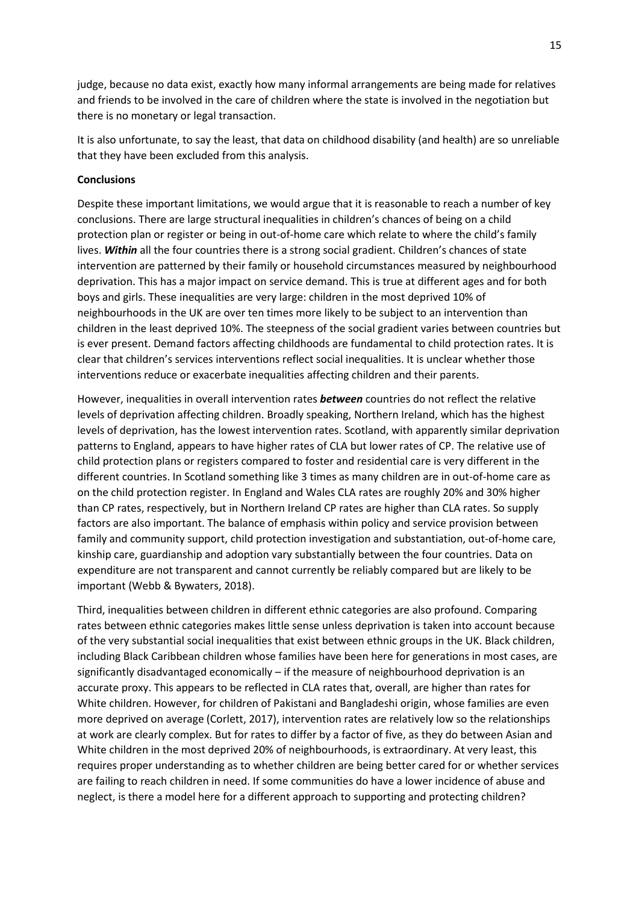judge, because no data exist, exactly how many informal arrangements are being made for relatives and friends to be involved in the care of children where the state is involved in the negotiation but there is no monetary or legal transaction.

It is also unfortunate, to say the least, that data on childhood disability (and health) are so unreliable that they have been excluded from this analysis.

**Conclusions**

Despite these important limitations, we would argue that it is reasonable to reach a number of key conclusions. There are large structural inequalities in children's chances of being on a child protection plan or register or being in out-of-home care which relate to where the child's family lives. ***Within*** all the four countries there is a strong social gradient. Children's chances of state intervention are patterned by their family or household circumstances measured by neighbourhood deprivation. This has a major impact on service demand. This is true at different ages and for both boys and girls. These inequalities are very large: children in the most deprived 10% of neighbourhoods in the UK are over ten times more likely to be subject to an intervention than children in the least deprived 10%. The steepness of the social gradient varies between countries but is ever present. Demand factors affecting childhoods are fundamental to child protection rates. It is clear that children's services interventions reflect social inequalities. It is unclear whether those interventions reduce or exacerbate inequalities affecting children and their parents.

However, inequalities in overall intervention rates ***between*** countries do not reflect the relative levels of deprivation affecting children. Broadly speaking, Northern Ireland, which has the highest levels of deprivation, has the lowest intervention rates. Scotland, with apparently similar deprivation patterns to England, appears to have higher rates of CLA but lower rates of CP. The relative use of child protection plans or registers compared to foster and residential care is very different in the different countries. In Scotland something like 3 times as many children are in out-of-home care as on the child protection register. In England and Wales CLA rates are roughly 20% and 30% higher than CP rates, respectively, but in Northern Ireland CP rates are higher than CLA rates. So supply factors are also important. The balance of emphasis within policy and service provision between family and community support, child protection investigation and substantiation, out-of-home care, kinship care, guardianship and adoption vary substantially between the four countries. Data on expenditure are not transparent and cannot currently be reliably compared but are likely to be important (Webb & Bywaters, 2018).

Third, inequalities between children in different ethnic categories are also profound. Comparing rates between ethnic categories makes little sense unless deprivation is taken into account because of the very substantial social inequalities that exist between ethnic groups in the UK. Black children, including Black Caribbean children whose families have been here for generations in most cases, are significantly disadvantaged economically – if the measure of neighbourhood deprivation is an accurate proxy. This appears to be reflected in CLA rates that, overall, are higher than rates for White children. However, for children of Pakistani and Bangladeshi origin, whose families are even more deprived on average (Corlett, 2017), intervention rates are relatively low so the relationships at work are clearly complex. But for rates to differ by a factor of five, as they do between Asian and White children in the most deprived 20% of neighbourhoods, is extraordinary. At very least, this requires proper understanding as to whether children are being better cared for or whether services are failing to reach children in need. If some communities do have a lower incidence of abuse and neglect, is there a model here for a different approach to supporting and protecting children?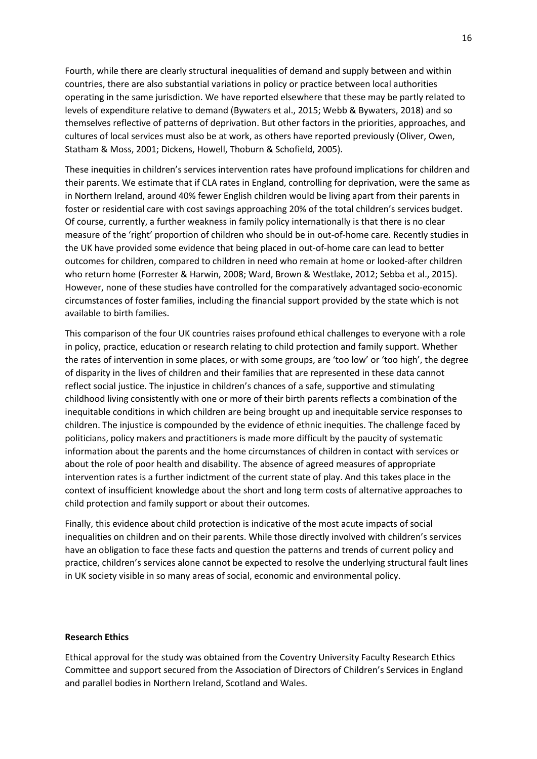Fourth, while there are clearly structural inequalities of demand and supply between and within countries, there are also substantial variations in policy or practice between local authorities operating in the same jurisdiction. We have reported elsewhere that these may be partly related to levels of expenditure relative to demand (Bywaters et al., 2015; Webb & Bywaters, 2018) and so themselves reflective of patterns of deprivation. But other factors in the priorities, approaches, and cultures of local services must also be at work, as others have reported previously (Oliver, Owen, Statham & Moss, 2001; Dickens, Howell, Thoburn & Schofield, 2005).

These inequities in children's services intervention rates have profound implications for children and their parents. We estimate that if CLA rates in England, controlling for deprivation, were the same as in Northern Ireland, around 40% fewer English children would be living apart from their parents in foster or residential care with cost savings approaching 20% of the total children's services budget. Of course, currently, a further weakness in family policy internationally is that there is no clear measure of the 'right' proportion of children who should be in out-of-home care. Recently studies in the UK have provided some evidence that being placed in out-of-home care can lead to better outcomes for children, compared to children in need who remain at home or looked-after children who return home (Forrester & Harwin, 2008; Ward, Brown & Westlake, 2012; Sebba et al., 2015). However, none of these studies have controlled for the comparatively advantaged socio-economic circumstances of foster families, including the financial support provided by the state which is not available to birth families.

This comparison of the four UK countries raises profound ethical challenges to everyone with a role in policy, practice, education or research relating to child protection and family support. Whether the rates of intervention in some places, or with some groups, are 'too low' or 'too high', the degree of disparity in the lives of children and their families that are represented in these data cannot reflect social justice. The injustice in children's chances of a safe, supportive and stimulating childhood living consistently with one or more of their birth parents reflects a combination of the inequitable conditions in which children are being brought up and inequitable service responses to children. The injustice is compounded by the evidence of ethnic inequities. The challenge faced by politicians, policy makers and practitioners is made more difficult by the paucity of systematic information about the parents and the home circumstances of children in contact with services or about the role of poor health and disability. The absence of agreed measures of appropriate intervention rates is a further indictment of the current state of play. And this takes place in the context of insufficient knowledge about the short and long term costs of alternative approaches to child protection and family support or about their outcomes.

Finally, this evidence about child protection is indicative of the most acute impacts of social inequalities on children and on their parents. While those directly involved with children's services have an obligation to face these facts and question the patterns and trends of current policy and practice, children's services alone cannot be expected to resolve the underlying structural fault lines in UK society visible in so many areas of social, economic and environmental policy.

**Research Ethics**

Ethical approval for the study was obtained from the Coventry University Faculty Research Ethics Committee and support secured from the Association of Directors of Children's Services in England and parallel bodies in Northern Ireland, Scotland and Wales.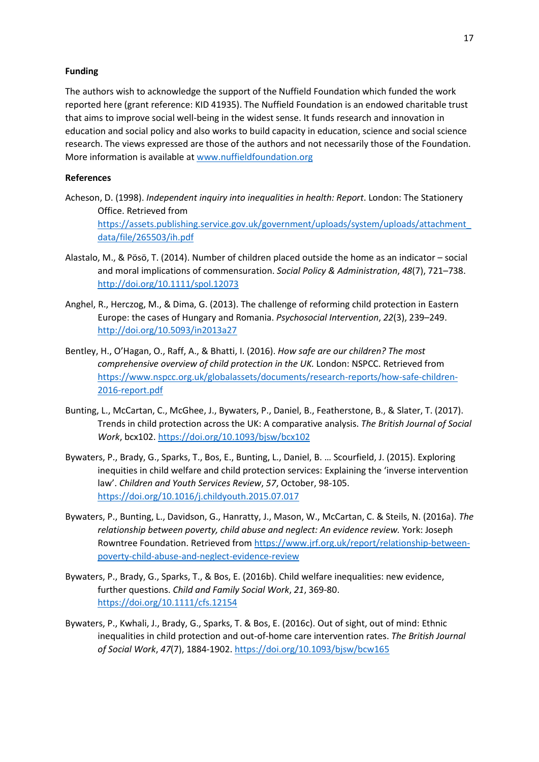**Funding**

The authors wish to acknowledge the support of the Nuffield Foundation which funded the work reported here (grant reference: KID 41935). The Nuffield Foundation is an endowed charitable trust that aims to improve social well-being in the widest sense. It funds research and innovation in education and social policy and also works to build capacity in education, science and social science research. The views expressed are those of the authors and not necessarily those of the Foundation. More information is available at www.nuffieldfoundation.org

**References**

Acheson, D. (1998). *Independent inquiry into inequalities in health: Report*. London: The Stationery Office. Retrieved from https://assets.publishing.service.gov.uk/government/uploads/system/uploads/attachment_data/file/265503/ih.pdf

Alastalo, M., & Pösö, T. (2014). Number of children placed outside the home as an indicator – social and moral implications of commensuration. *Social Policy & Administration*, *48*(7), 721–738. http://doi.org/10.1111/spol.12073

Anghel, R., Herczog, M., & Dima, G. (2013). The challenge of reforming child protection in Eastern Europe: the cases of Hungary and Romania. *Psychosocial Intervention*, *22*(3), 239–249. http://doi.org/10.5093/in2013a27

Bentley, H., O'Hagan, O., Raff, A., & Bhatti, I. (2016). *How safe are our children? The most comprehensive overview of child protection in the UK.* London: NSPCC. Retrieved from https://www.nspcc.org.uk/globalassets/documents/research-reports/how-safe-children-2016-report.pdf

Bunting, L., McCartan, C., McGhee, J., Bywaters, P., Daniel, B., Featherstone, B., & Slater, T. (2017). Trends in child protection across the UK: A comparative analysis. *The British Journal of Social Work*, bcx102. https://doi.org/10.1093/bjsw/bcx102

Bywaters, P., Brady, G., Sparks, T., Bos, E., Bunting, L., Daniel, B. … Scourfield, J. (2015). Exploring inequities in child welfare and child protection services: Explaining the 'inverse intervention law'. *Children and Youth Services Review*, *57*, October, 98-105. https://doi.org/10.1016/j.childyouth.2015.07.017

Bywaters, P., Bunting, L., Davidson, G., Hanratty, J., Mason, W., McCartan, C. & Steils, N. (2016a). *The relationship between poverty, child abuse and neglect: An evidence review.* York: Joseph Rowntree Foundation. Retrieved from https://www.jrf.org.uk/report/relationship-between-poverty-child-abuse-and-neglect-evidence-review

Bywaters, P., Brady, G., Sparks, T., & Bos, E. (2016b). Child welfare inequalities: new evidence, further questions. *Child and Family Social Work*, *21*, 369-80. https://doi.org/10.1111/cfs.12154

Bywaters, P., Kwhali, J., Brady, G., Sparks, T. & Bos, E. (2016c). Out of sight, out of mind: Ethnic inequalities in child protection and out-of-home care intervention rates. *The British Journal of Social Work*, *47*(7), 1884-1902. https://doi.org/10.1093/bjsw/bcw165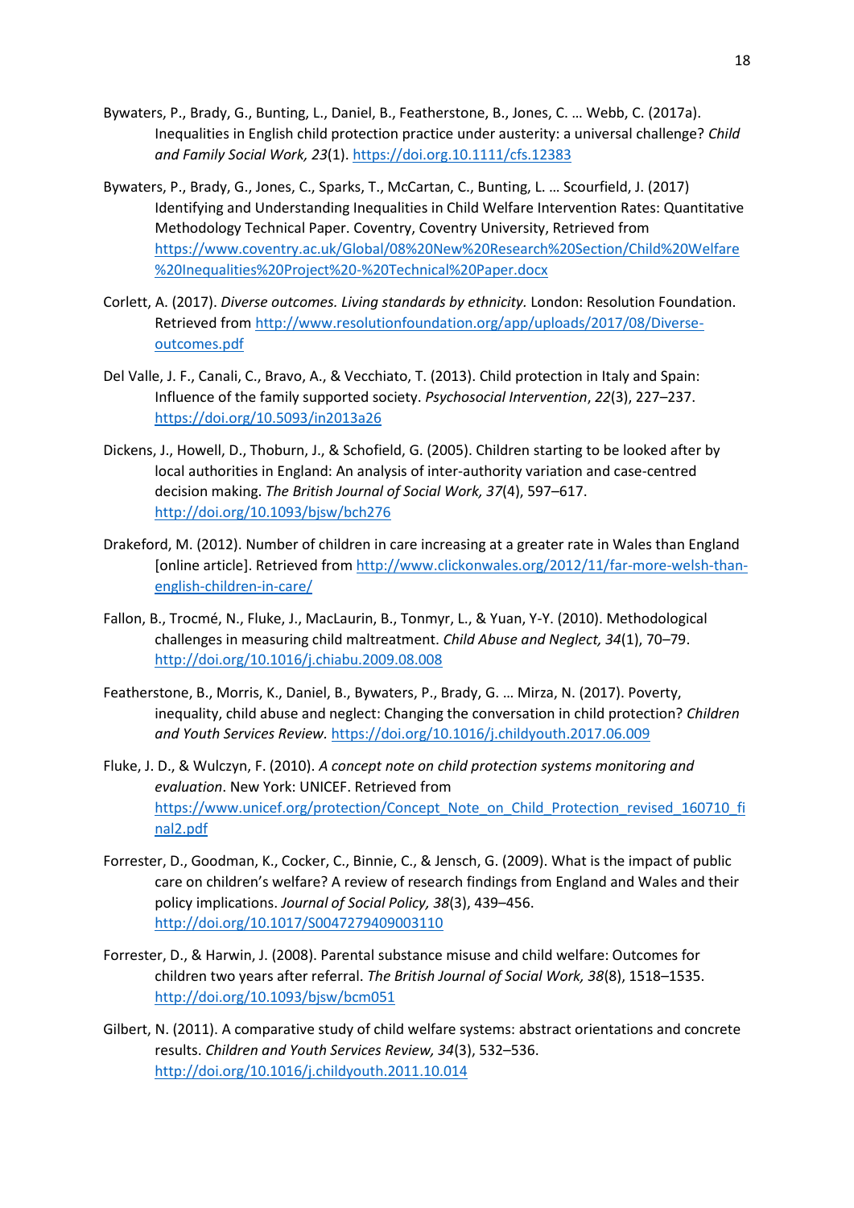Bywaters, P., Brady, G., Bunting, L., Daniel, B., Featherstone, B., Jones, C. … Webb, C. (2017a). Inequalities in English child protection practice under austerity: a universal challenge? *Child and Family Social Work, 23*(1). https://doi.org.10.1111/cfs.12383

Bywaters, P., Brady, G., Jones, C., Sparks, T., McCartan, C., Bunting, L. … Scourfield, J. (2017) Identifying and Understanding Inequalities in Child Welfare Intervention Rates: Quantitative Methodology Technical Paper. Coventry, Coventry University, Retrieved from https://www.coventry.ac.uk/Global/08%20New%20Research%20Section/Child%20Welfare%20Inequalities%20Project%20-%20Technical%20Paper.docx

Corlett, A. (2017). *Diverse outcomes. Living standards by ethnicity.* London: Resolution Foundation. Retrieved from http://www.resolutionfoundation.org/app/uploads/2017/08/Diverse-outcomes.pdf

Del Valle, J. F., Canali, C., Bravo, A., & Vecchiato, T. (2013). Child protection in Italy and Spain: Influence of the family supported society. *Psychosocial Intervention*, *22*(3), 227–237. https://doi.org/10.5093/in2013a26

Dickens, J., Howell, D., Thoburn, J., & Schofield, G. (2005). Children starting to be looked after by local authorities in England: An analysis of inter-authority variation and case-centred decision making. *The British Journal of Social Work, 37*(4), 597–617. http://doi.org/10.1093/bjsw/bch276

Drakeford, M. (2012). Number of children in care increasing at a greater rate in Wales than England [online article]. Retrieved from http://www.clickonwales.org/2012/11/far-more-welsh-than-english-children-in-care/

Fallon, B., Trocmé, N., Fluke, J., MacLaurin, B., Tonmyr, L., & Yuan, Y-Y. (2010). Methodological challenges in measuring child maltreatment. *Child Abuse and Neglect, 34*(1), 70–79. http://doi.org/10.1016/j.chiabu.2009.08.008

Featherstone, B., Morris, K., Daniel, B., Bywaters, P., Brady, G. … Mirza, N. (2017). Poverty, inequality, child abuse and neglect: Changing the conversation in child protection? *Children and Youth Services Review.* https://doi.org/10.1016/j.childyouth.2017.06.009

Fluke, J. D., & Wulczyn, F. (2010). *A concept note on child protection systems monitoring and evaluation*. New York: UNICEF. Retrieved from https://www.unicef.org/protection/Concept_Note_on_Child_Protection_revised_160710_final2.pdf

Forrester, D., Goodman, K., Cocker, C., Binnie, C., & Jensch, G. (2009). What is the impact of public care on children's welfare? A review of research findings from England and Wales and their policy implications. *Journal of Social Policy, 38*(3), 439–456. http://doi.org/10.1017/S0047279409003110

Forrester, D., & Harwin, J. (2008). Parental substance misuse and child welfare: Outcomes for children two years after referral. *The British Journal of Social Work, 38*(8), 1518–1535. http://doi.org/10.1093/bjsw/bcm051

Gilbert, N. (2011). A comparative study of child welfare systems: abstract orientations and concrete results. *Children and Youth Services Review, 34*(3), 532–536. http://doi.org/10.1016/j.childyouth.2011.10.014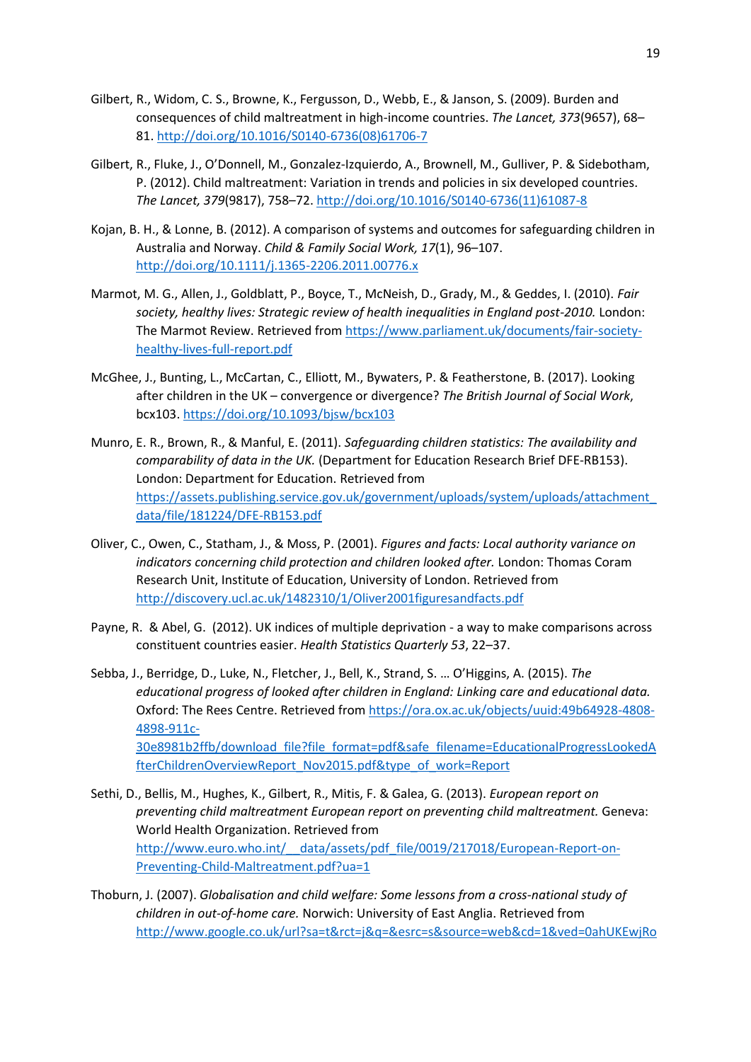Gilbert, R., Widom, C. S., Browne, K., Fergusson, D., Webb, E., & Janson, S. (2009). Burden and consequences of child maltreatment in high-income countries. *The Lancet, 373*(9657), 68–81. http://doi.org/10.1016/S0140-6736(08)61706-7

Gilbert, R., Fluke, J., O'Donnell, M., Gonzalez-Izquierdo, A., Brownell, M., Gulliver, P. & Sidebotham, P. (2012). Child maltreatment: Variation in trends and policies in six developed countries. *The Lancet, 379*(9817), 758–72. http://doi.org/10.1016/S0140-6736(11)61087-8

Kojan, B. H., & Lonne, B. (2012). A comparison of systems and outcomes for safeguarding children in Australia and Norway. *Child & Family Social Work, 17*(1), 96–107. http://doi.org/10.1111/j.1365-2206.2011.00776.x

Marmot, M. G., Allen, J., Goldblatt, P., Boyce, T., McNeish, D., Grady, M., & Geddes, I. (2010). *Fair society, healthy lives: Strategic review of health inequalities in England post-2010.* London: The Marmot Review. Retrieved from https://www.parliament.uk/documents/fair-society-healthy-lives-full-report.pdf

McGhee, J., Bunting, L., McCartan, C., Elliott, M., Bywaters, P. & Featherstone, B. (2017). Looking after children in the UK – convergence or divergence? *The British Journal of Social Work*, bcx103. https://doi.org/10.1093/bjsw/bcx103

Munro, E. R., Brown, R., & Manful, E. (2011). *Safeguarding children statistics: The availability and comparability of data in the UK.* (Department for Education Research Brief DFE-RB153). London: Department for Education. Retrieved from https://assets.publishing.service.gov.uk/government/uploads/system/uploads/attachment_data/file/181224/DFE-RB153.pdf

Oliver, C., Owen, C., Statham, J., & Moss, P. (2001). *Figures and facts: Local authority variance on indicators concerning child protection and children looked after.* London: Thomas Coram Research Unit, Institute of Education, University of London. Retrieved from http://discovery.ucl.ac.uk/1482310/1/Oliver2001figuresandfacts.pdf

Payne, R. & Abel, G. (2012). UK indices of multiple deprivation - a way to make comparisons across constituent countries easier. *Health Statistics Quarterly 53*, 22–37.

Sebba, J., Berridge, D., Luke, N., Fletcher, J., Bell, K., Strand, S. … O'Higgins, A. (2015). *The educational progress of looked after children in England: Linking care and educational data.* Oxford: The Rees Centre. Retrieved from https://ora.ox.ac.uk/objects/uuid:49b64928-4808-4898-911c-30e8981b2ffb/download_file?file_format=pdf&safe_filename=EducationalProgressLookedAfterChildrenOverviewReport_Nov2015.pdf&type_of_work=Report

Sethi, D., Bellis, M., Hughes, K., Gilbert, R., Mitis, F. & Galea, G. (2013). *European report on preventing child maltreatment European report on preventing child maltreatment.* Geneva: World Health Organization. Retrieved from http://www.euro.who.int/__data/assets/pdf_file/0019/217018/European-Report-on-Preventing-Child-Maltreatment.pdf?ua=1

Thoburn, J. (2007). *Globalisation and child welfare: Some lessons from a cross-national study of children in out-of-home care.* Norwich: University of East Anglia. Retrieved from http://www.google.co.uk/url?sa=t&rct=j&q=&esrc=s&source=web&cd=1&ved=0ahUKEwjRo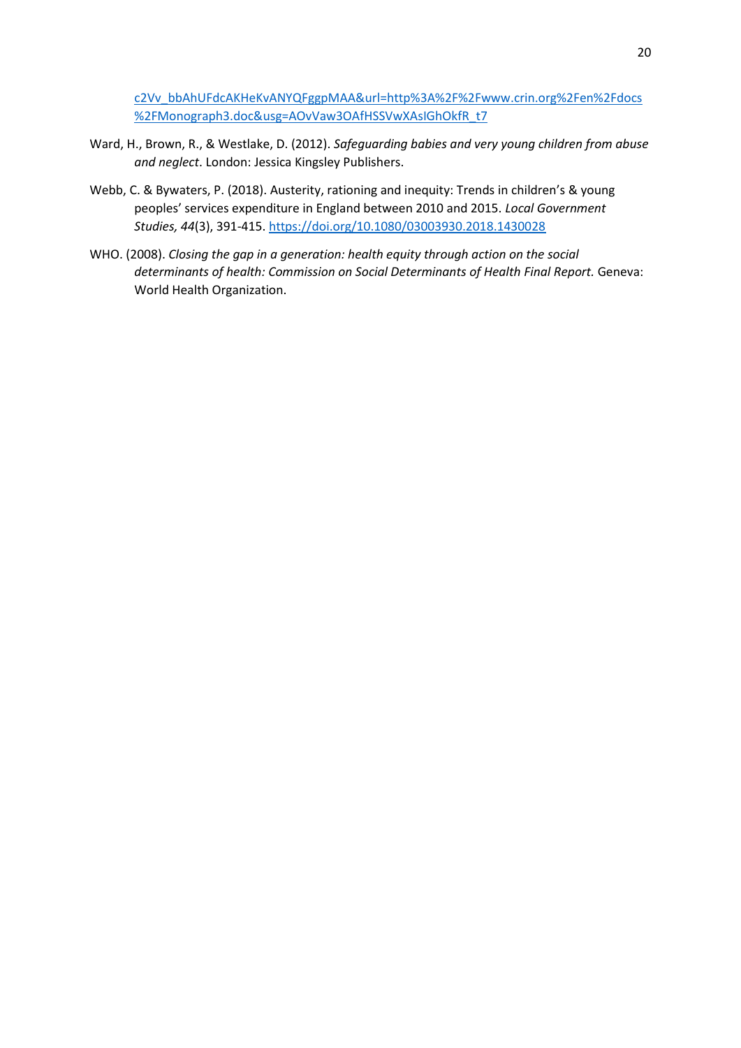c2Vv_bbAhUFdcAKHeKvANYQFggpMAA&url=http%3A%2F%2Fwww.crin.org%2Fen%2Fdocs%2FMonograph3.doc&usg=AOvVaw3OAfHSSVwXAsIGhOkfR_t7

Ward, H., Brown, R., & Westlake, D. (2012). *Safeguarding babies and very young children from abuse and neglect*. London: Jessica Kingsley Publishers.

Webb, C. & Bywaters, P. (2018). Austerity, rationing and inequity: Trends in children's & young peoples' services expenditure in England between 2010 and 2015. *Local Government Studies, 44*(3), 391-415. https://doi.org/10.1080/03003930.2018.1430028

WHO. (2008). *Closing the gap in a generation: health equity through action on the social determinants of health: Commission on Social Determinants of Health Final Report.* Geneva: World Health Organization.